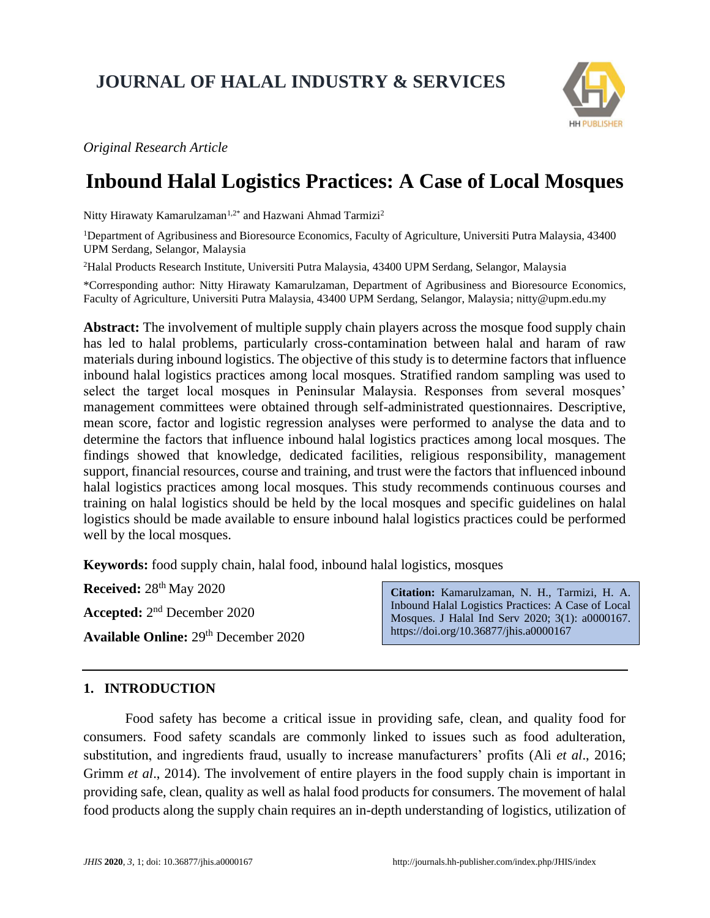**JOURNAL OF HALAL INDUSTRY & SERVICES**

*Original Research Article*

# Inbound Halal Logistics Practices: A Case of Local Mosques

Nitty Hirawaty Kamarulzaman[1,2*] and Hazwani Ahmad Tarmizi[2]

[1]Department of Agribusiness and Bioresource Economics, Faculty of Agriculture, Universiti Putra Malaysia, 43400 UPM Serdang, Selangor, Malaysia

[2]Halal Products Research Institute, Universiti Putra Malaysia, 43400 UPM Serdang, Selangor, Malaysia

*Corresponding author: Nitty Hirawaty Kamarulzaman, Department of Agribusiness and Bioresource Economics, Faculty of Agriculture, Universiti Putra Malaysia, 43400 UPM Serdang, Selangor, Malaysia; nitty@upm.edu.my

**Abstract:** The involvement of multiple supply chain players across the mosque food supply chain has led to halal problems, particularly cross-contamination between halal and haram of raw materials during inbound logistics. The objective of this study is to determine factors that influence inbound halal logistics practices among local mosques. Stratified random sampling was used to select the target local mosques in Peninsular Malaysia. Responses from several mosques' management committees were obtained through self-administrated questionnaires. Descriptive, mean score, factor and logistic regression analyses were performed to analyse the data and to determine the factors that influence inbound halal logistics practices among local mosques. The findings showed that knowledge, dedicated facilities, religious responsibility, management support, financial resources, course and training, and trust were the factors that influenced inbound halal logistics practices among local mosques. This study recommends continuous courses and training on halal logistics should be held by the local mosques and specific guidelines on halal logistics should be made available to ensure inbound halal logistics practices could be performed well by the local mosques.

**Keywords:** food supply chain, halal food, inbound halal logistics, mosques

**Received:** 28th May 2020

**Accepted:** 2nd December 2020

**Available Online:** 29th December 2020

**Citation:** Kamarulzaman, N. H., Tarmizi, H. A. Inbound Halal Logistics Practices: A Case of Local Mosques. J Halal Ind Serv 2020; 3(1): a0000167. https://doi.org/10.36877/jhis.a0000167

## 1. INTRODUCTION

Food safety has become a critical issue in providing safe, clean, and quality food for consumers. Food safety scandals are commonly linked to issues such as food adulteration, substitution, and ingredients fraud, usually to increase manufacturers' profits (Ali *et al*., 2016; Grimm *et al*., 2014). The involvement of entire players in the food supply chain is important in providing safe, clean, quality as well as halal food products for consumers. The movement of halal food products along the supply chain requires an in-depth understanding of logistics, utilization of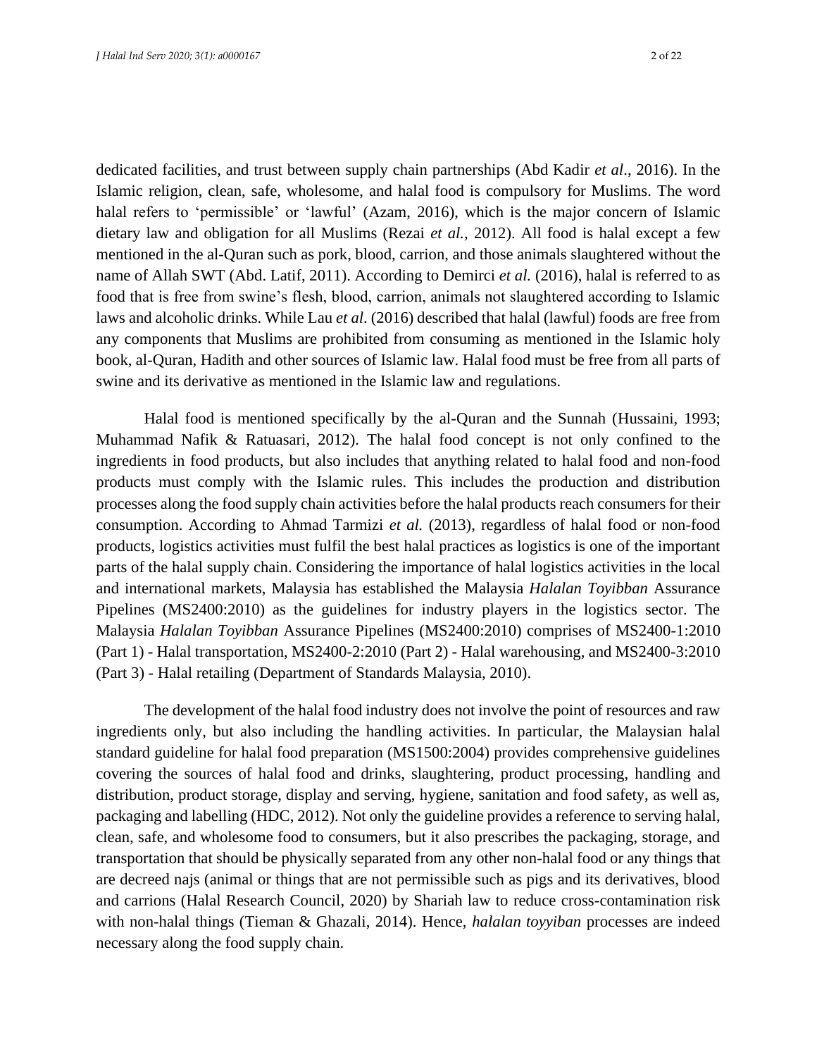dedicated facilities, and trust between supply chain partnerships (Abd Kadir *et al*., 2016). In the Islamic religion, clean, safe, wholesome, and halal food is compulsory for Muslims. The word halal refers to 'permissible' or 'lawful' (Azam, 2016), which is the major concern of Islamic dietary law and obligation for all Muslims (Rezai *et al.,* 2012). All food is halal except a few mentioned in the al-Quran such as pork, blood, carrion, and those animals slaughtered without the name of Allah SWT (Abd. Latif, 2011). According to Demirci *et al.* (2016), halal is referred to as food that is free from swine's flesh, blood, carrion, animals not slaughtered according to Islamic laws and alcoholic drinks. While Lau *et al*. (2016) described that halal (lawful) foods are free from any components that Muslims are prohibited from consuming as mentioned in the Islamic holy book, al-Quran, Hadith and other sources of Islamic law. Halal food must be free from all parts of swine and its derivative as mentioned in the Islamic law and regulations.

Halal food is mentioned specifically by the al-Quran and the Sunnah (Hussaini, 1993; Muhammad Nafik & Ratuasari, 2012). The halal food concept is not only confined to the ingredients in food products, but also includes that anything related to halal food and non-food products must comply with the Islamic rules. This includes the production and distribution processes along the food supply chain activities before the halal products reach consumers for their consumption. According to Ahmad Tarmizi *et al.* (2013), regardless of halal food or non-food products, logistics activities must fulfil the best halal practices as logistics is one of the important parts of the halal supply chain. Considering the importance of halal logistics activities in the local and international markets, Malaysia has established the Malaysia *Halalan Toyibban* Assurance Pipelines (MS2400:2010) as the guidelines for industry players in the logistics sector. The Malaysia *Halalan Toyibban* Assurance Pipelines (MS2400:2010) comprises of MS2400-1:2010 (Part 1) - Halal transportation, MS2400-2:2010 (Part 2) - Halal warehousing, and MS2400-3:2010 (Part 3) - Halal retailing (Department of Standards Malaysia, 2010).

The development of the halal food industry does not involve the point of resources and raw ingredients only, but also including the handling activities. In particular, the Malaysian halal standard guideline for halal food preparation (MS1500:2004) provides comprehensive guidelines covering the sources of halal food and drinks, slaughtering, product processing, handling and distribution, product storage, display and serving, hygiene, sanitation and food safety, as well as, packaging and labelling (HDC, 2012). Not only the guideline provides a reference to serving halal, clean, safe, and wholesome food to consumers, but it also prescribes the packaging, storage, and transportation that should be physically separated from any other non-halal food or any things that are decreed najs (animal or things that are not permissible such as pigs and its derivatives, blood and carrions (Halal Research Council, 2020) by Shariah law to reduce cross-contamination risk with non-halal things (Tieman & Ghazali, 2014). Hence, *halalan toyyiban* processes are indeed necessary along the food supply chain.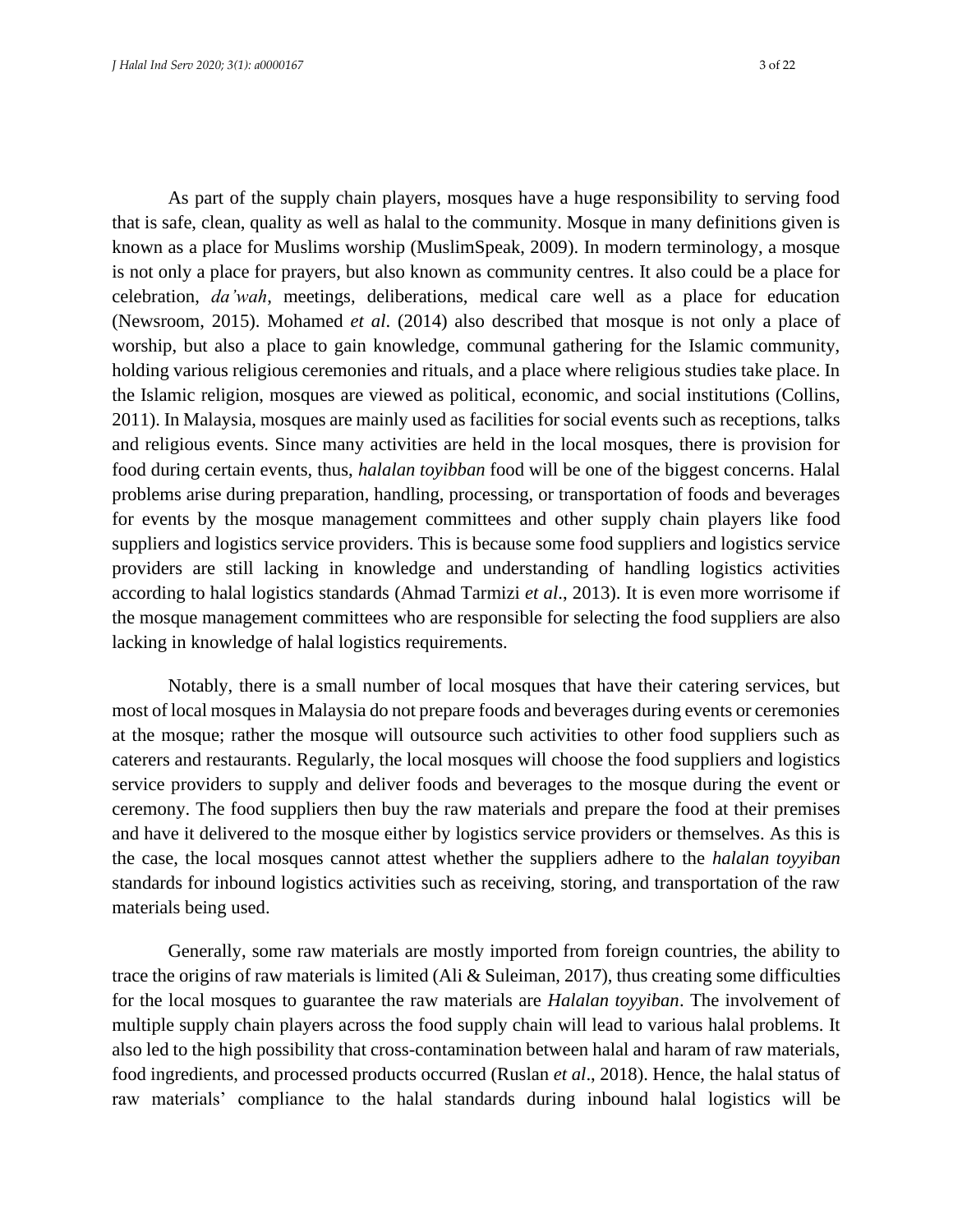As part of the supply chain players, mosques have a huge responsibility to serving food that is safe, clean, quality as well as halal to the community. Mosque in many definitions given is known as a place for Muslims worship (MuslimSpeak, 2009). In modern terminology, a mosque is not only a place for prayers, but also known as community centres. It also could be a place for celebration, *da'wah*, meetings, deliberations, medical care well as a place for education (Newsroom, 2015). Mohamed *et al*. (2014) also described that mosque is not only a place of worship, but also a place to gain knowledge, communal gathering for the Islamic community, holding various religious ceremonies and rituals, and a place where religious studies take place. In the Islamic religion, mosques are viewed as political, economic, and social institutions (Collins, 2011). In Malaysia, mosques are mainly used as facilities for social events such as receptions, talks and religious events. Since many activities are held in the local mosques, there is provision for food during certain events, thus, *halalan toyibban* food will be one of the biggest concerns. Halal problems arise during preparation, handling, processing, or transportation of foods and beverages for events by the mosque management committees and other supply chain players like food suppliers and logistics service providers. This is because some food suppliers and logistics service providers are still lacking in knowledge and understanding of handling logistics activities according to halal logistics standards (Ahmad Tarmizi *et al*., 2013). It is even more worrisome if the mosque management committees who are responsible for selecting the food suppliers are also lacking in knowledge of halal logistics requirements.

Notably, there is a small number of local mosques that have their catering services, but most of local mosques in Malaysia do not prepare foods and beverages during events or ceremonies at the mosque; rather the mosque will outsource such activities to other food suppliers such as caterers and restaurants. Regularly, the local mosques will choose the food suppliers and logistics service providers to supply and deliver foods and beverages to the mosque during the event or ceremony. The food suppliers then buy the raw materials and prepare the food at their premises and have it delivered to the mosque either by logistics service providers or themselves. As this is the case, the local mosques cannot attest whether the suppliers adhere to the *halalan toyyiban* standards for inbound logistics activities such as receiving, storing, and transportation of the raw materials being used.

Generally, some raw materials are mostly imported from foreign countries, the ability to trace the origins of raw materials is limited (Ali & Suleiman, 2017), thus creating some difficulties for the local mosques to guarantee the raw materials are *Halalan toyyiban*. The involvement of multiple supply chain players across the food supply chain will lead to various halal problems. It also led to the high possibility that cross-contamination between halal and haram of raw materials, food ingredients, and processed products occurred (Ruslan *et al*., 2018). Hence, the halal status of raw materials' compliance to the halal standards during inbound halal logistics will be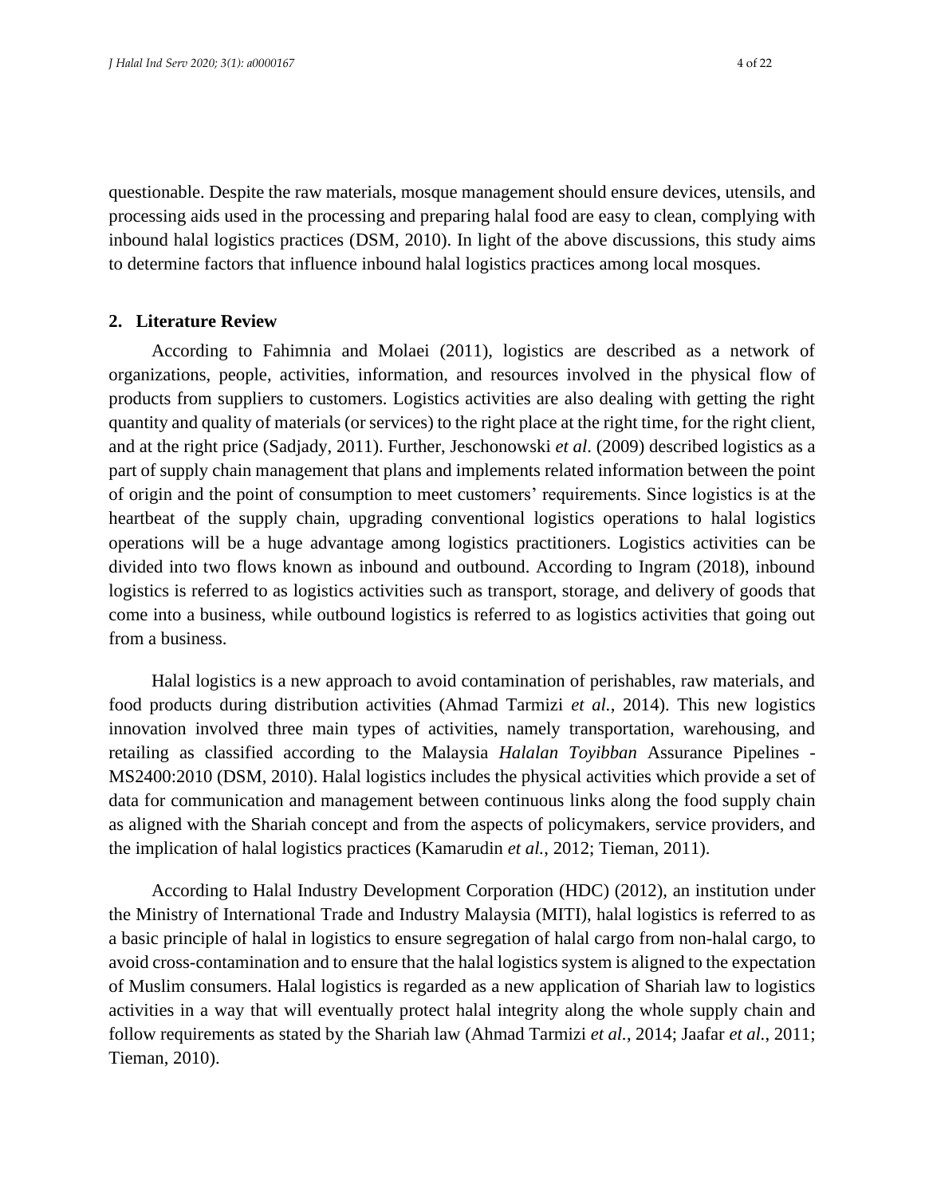questionable. Despite the raw materials, mosque management should ensure devices, utensils, and processing aids used in the processing and preparing halal food are easy to clean, complying with inbound halal logistics practices (DSM, 2010). In light of the above discussions, this study aims to determine factors that influence inbound halal logistics practices among local mosques.

## 2. Literature Review

According to Fahimnia and Molaei (2011), logistics are described as a network of organizations, people, activities, information, and resources involved in the physical flow of products from suppliers to customers. Logistics activities are also dealing with getting the right quantity and quality of materials (or services) to the right place at the right time, for the right client, and at the right price (Sadjady, 2011). Further, Jeschonowski *et al*. (2009) described logistics as a part of supply chain management that plans and implements related information between the point of origin and the point of consumption to meet customers' requirements. Since logistics is at the heartbeat of the supply chain, upgrading conventional logistics operations to halal logistics operations will be a huge advantage among logistics practitioners. Logistics activities can be divided into two flows known as inbound and outbound. According to Ingram (2018), inbound logistics is referred to as logistics activities such as transport, storage, and delivery of goods that come into a business, while outbound logistics is referred to as logistics activities that going out from a business.

Halal logistics is a new approach to avoid contamination of perishables, raw materials, and food products during distribution activities (Ahmad Tarmizi *et al.*, 2014). This new logistics innovation involved three main types of activities, namely transportation, warehousing, and retailing as classified according to the Malaysia *Halalan Toyibban* Assurance Pipelines - MS2400:2010 (DSM, 2010). Halal logistics includes the physical activities which provide a set of data for communication and management between continuous links along the food supply chain as aligned with the Shariah concept and from the aspects of policymakers, service providers, and the implication of halal logistics practices (Kamarudin *et al.*, 2012; Tieman, 2011).

According to Halal Industry Development Corporation (HDC) (2012), an institution under the Ministry of International Trade and Industry Malaysia (MITI), halal logistics is referred to as a basic principle of halal in logistics to ensure segregation of halal cargo from non-halal cargo, to avoid cross-contamination and to ensure that the halal logistics system is aligned to the expectation of Muslim consumers. Halal logistics is regarded as a new application of Shariah law to logistics activities in a way that will eventually protect halal integrity along the whole supply chain and follow requirements as stated by the Shariah law (Ahmad Tarmizi *et al.*, 2014; Jaafar *et al.*, 2011; Tieman, 2010).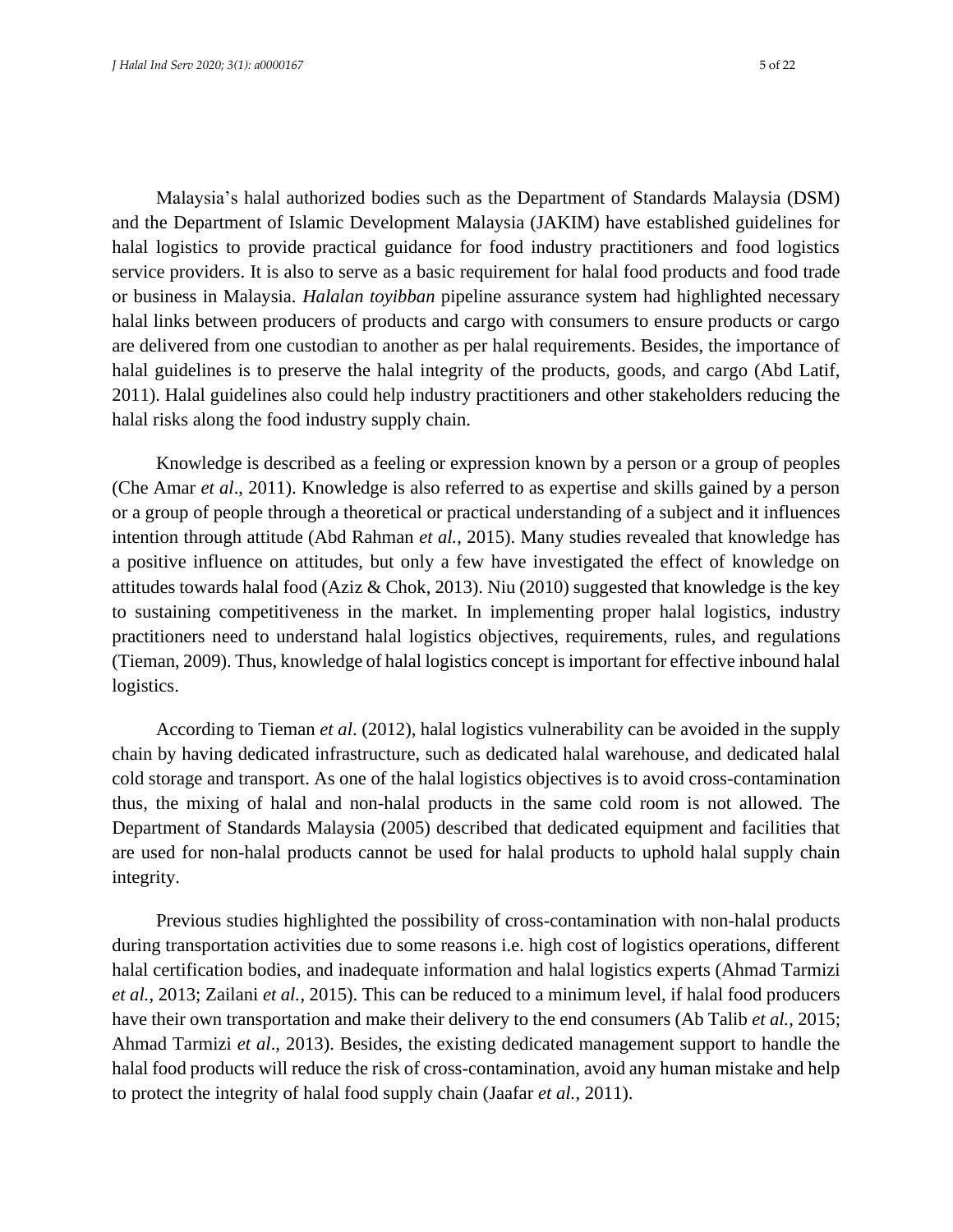Malaysia's halal authorized bodies such as the Department of Standards Malaysia (DSM) and the Department of Islamic Development Malaysia (JAKIM) have established guidelines for halal logistics to provide practical guidance for food industry practitioners and food logistics service providers. It is also to serve as a basic requirement for halal food products and food trade or business in Malaysia. *Halalan toyibban* pipeline assurance system had highlighted necessary halal links between producers of products and cargo with consumers to ensure products or cargo are delivered from one custodian to another as per halal requirements. Besides, the importance of halal guidelines is to preserve the halal integrity of the products, goods, and cargo (Abd Latif, 2011). Halal guidelines also could help industry practitioners and other stakeholders reducing the halal risks along the food industry supply chain.

Knowledge is described as a feeling or expression known by a person or a group of peoples (Che Amar *et al*., 2011). Knowledge is also referred to as expertise and skills gained by a person or a group of people through a theoretical or practical understanding of a subject and it influences intention through attitude (Abd Rahman *et al.*, 2015). Many studies revealed that knowledge has a positive influence on attitudes, but only a few have investigated the effect of knowledge on attitudes towards halal food (Aziz & Chok, 2013). Niu (2010) suggested that knowledge is the key to sustaining competitiveness in the market. In implementing proper halal logistics, industry practitioners need to understand halal logistics objectives, requirements, rules, and regulations (Tieman, 2009). Thus, knowledge of halal logistics concept is important for effective inbound halal logistics.

According to Tieman *et al*. (2012), halal logistics vulnerability can be avoided in the supply chain by having dedicated infrastructure, such as dedicated halal warehouse, and dedicated halal cold storage and transport. As one of the halal logistics objectives is to avoid cross-contamination thus, the mixing of halal and non-halal products in the same cold room is not allowed. The Department of Standards Malaysia (2005) described that dedicated equipment and facilities that are used for non-halal products cannot be used for halal products to uphold halal supply chain integrity.

Previous studies highlighted the possibility of cross-contamination with non-halal products during transportation activities due to some reasons i.e. high cost of logistics operations, different halal certification bodies, and inadequate information and halal logistics experts (Ahmad Tarmizi *et al.*, 2013; Zailani *et al.*, 2015). This can be reduced to a minimum level, if halal food producers have their own transportation and make their delivery to the end consumers (Ab Talib *et al.*, 2015; Ahmad Tarmizi *et al*., 2013). Besides, the existing dedicated management support to handle the halal food products will reduce the risk of cross-contamination, avoid any human mistake and help to protect the integrity of halal food supply chain (Jaafar *et al.*, 2011).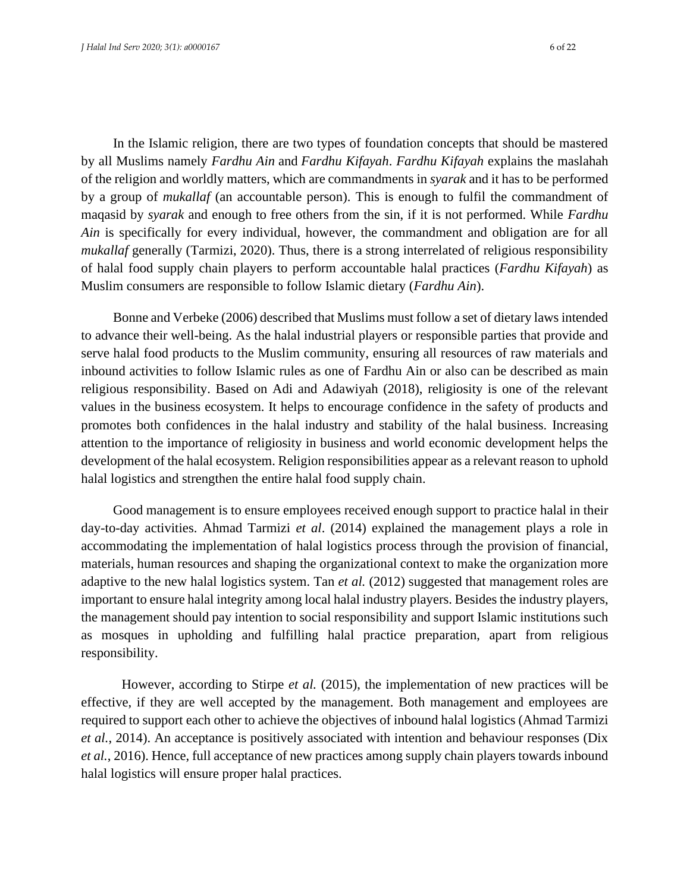In the Islamic religion, there are two types of foundation concepts that should be mastered by all Muslims namely *Fardhu Ain* and *Fardhu Kifayah*. *Fardhu Kifayah* explains the maslahah of the religion and worldly matters, which are commandments in *syarak* and it has to be performed by a group of *mukallaf* (an accountable person). This is enough to fulfil the commandment of maqasid by *syarak* and enough to free others from the sin, if it is not performed. While *Fardhu Ain* is specifically for every individual, however, the commandment and obligation are for all *mukallaf* generally (Tarmizi, 2020). Thus, there is a strong interrelated of religious responsibility of halal food supply chain players to perform accountable halal practices (*Fardhu Kifayah*) as Muslim consumers are responsible to follow Islamic dietary (*Fardhu Ain*).

Bonne and Verbeke (2006) described that Muslims must follow a set of dietary laws intended to advance their well-being. As the halal industrial players or responsible parties that provide and serve halal food products to the Muslim community, ensuring all resources of raw materials and inbound activities to follow Islamic rules as one of Fardhu Ain or also can be described as main religious responsibility. Based on Adi and Adawiyah (2018), religiosity is one of the relevant values in the business ecosystem. It helps to encourage confidence in the safety of products and promotes both confidences in the halal industry and stability of the halal business. Increasing attention to the importance of religiosity in business and world economic development helps the development of the halal ecosystem. Religion responsibilities appear as a relevant reason to uphold halal logistics and strengthen the entire halal food supply chain.

Good management is to ensure employees received enough support to practice halal in their day-to-day activities. Ahmad Tarmizi *et al*. (2014) explained the management plays a role in accommodating the implementation of halal logistics process through the provision of financial, materials, human resources and shaping the organizational context to make the organization more adaptive to the new halal logistics system. Tan *et al.* (2012) suggested that management roles are important to ensure halal integrity among local halal industry players. Besides the industry players, the management should pay intention to social responsibility and support Islamic institutions such as mosques in upholding and fulfilling halal practice preparation, apart from religious responsibility.

However, according to Stirpe *et al.* (2015), the implementation of new practices will be effective, if they are well accepted by the management. Both management and employees are required to support each other to achieve the objectives of inbound halal logistics (Ahmad Tarmizi *et al.*, 2014). An acceptance is positively associated with intention and behaviour responses (Dix *et al.*, 2016). Hence, full acceptance of new practices among supply chain players towards inbound halal logistics will ensure proper halal practices.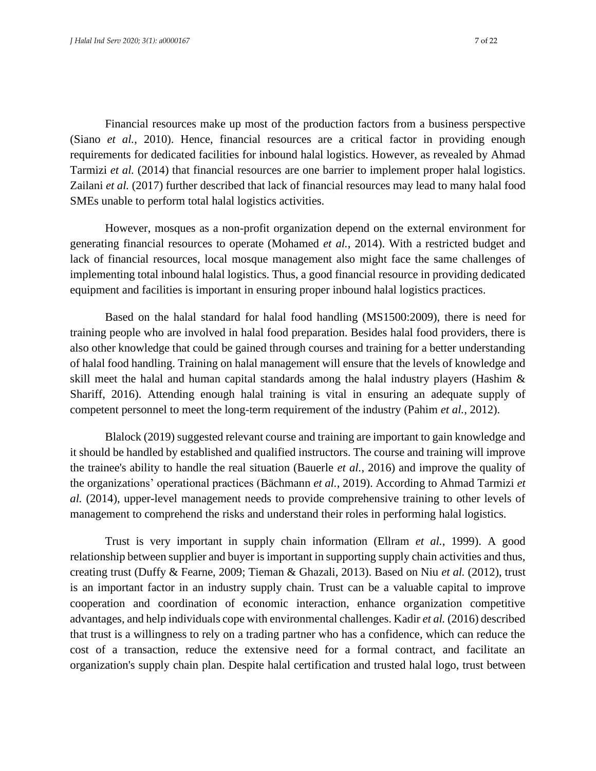Financial resources make up most of the production factors from a business perspective (Siano *et al.*, 2010). Hence, financial resources are a critical factor in providing enough requirements for dedicated facilities for inbound halal logistics. However, as revealed by Ahmad Tarmizi *et al.* (2014) that financial resources are one barrier to implement proper halal logistics. Zailani *et al.* (2017) further described that lack of financial resources may lead to many halal food SMEs unable to perform total halal logistics activities.

However, mosques as a non-profit organization depend on the external environment for generating financial resources to operate (Mohamed *et al.*, 2014). With a restricted budget and lack of financial resources, local mosque management also might face the same challenges of implementing total inbound halal logistics. Thus, a good financial resource in providing dedicated equipment and facilities is important in ensuring proper inbound halal logistics practices.

Based on the halal standard for halal food handling (MS1500:2009), there is need for training people who are involved in halal food preparation. Besides halal food providers, there is also other knowledge that could be gained through courses and training for a better understanding of halal food handling. Training on halal management will ensure that the levels of knowledge and skill meet the halal and human capital standards among the halal industry players (Hashim & Shariff, 2016). Attending enough halal training is vital in ensuring an adequate supply of competent personnel to meet the long-term requirement of the industry (Pahim *et al.*, 2012).

Blalock (2019) suggested relevant course and training are important to gain knowledge and it should be handled by established and qualified instructors. The course and training will improve the trainee's ability to handle the real situation (Bauerle *et al.*, 2016) and improve the quality of the organizations' operational practices (Bächmann *et al.*, 2019). According to Ahmad Tarmizi *et al.* (2014), upper-level management needs to provide comprehensive training to other levels of management to comprehend the risks and understand their roles in performing halal logistics.

Trust is very important in supply chain information (Ellram *et al.*, 1999). A good relationship between supplier and buyer is important in supporting supply chain activities and thus, creating trust (Duffy & Fearne, 2009; Tieman & Ghazali, 2013). Based on Niu *et al.* (2012), trust is an important factor in an industry supply chain. Trust can be a valuable capital to improve cooperation and coordination of economic interaction, enhance organization competitive advantages, and help individuals cope with environmental challenges. Kadir *et al.* (2016) described that trust is a willingness to rely on a trading partner who has a confidence, which can reduce the cost of a transaction, reduce the extensive need for a formal contract, and facilitate an organization's supply chain plan. Despite halal certification and trusted halal logo, trust between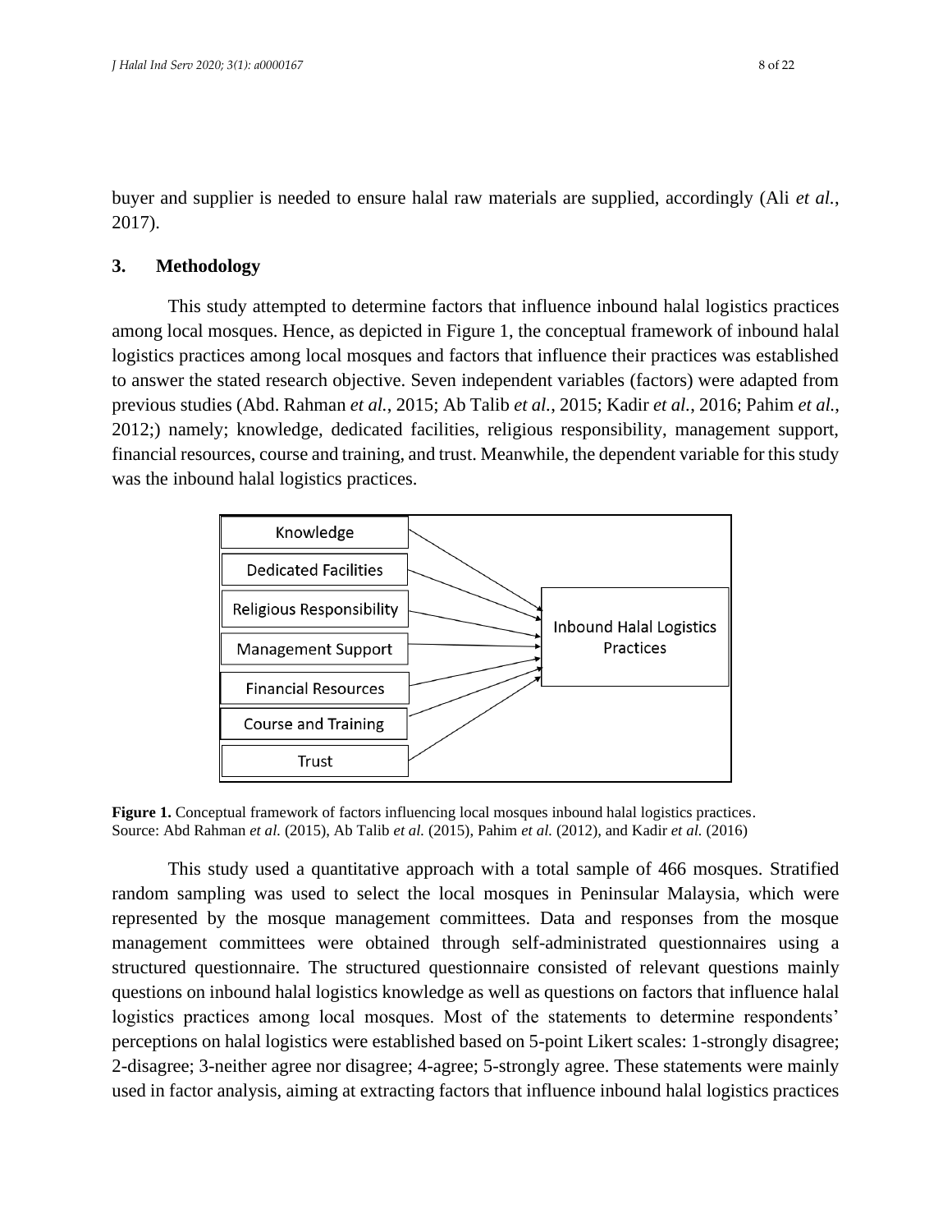buyer and supplier is needed to ensure halal raw materials are supplied, accordingly (Ali *et al.*, 2017).

## 3. Methodology

This study attempted to determine factors that influence inbound halal logistics practices among local mosques. Hence, as depicted in Figure 1, the conceptual framework of inbound halal logistics practices among local mosques and factors that influence their practices was established to answer the stated research objective. Seven independent variables (factors) were adapted from previous studies (Abd. Rahman *et al.*, 2015; Ab Talib *et al.*, 2015; Kadir *et al.*, 2016; Pahim *et al.*, 2012;) namely; knowledge, dedicated facilities, religious responsibility, management support, financial resources, course and training, and trust. Meanwhile, the dependent variable for this study was the inbound halal logistics practices.

**Figure 1.** Conceptual framework of factors influencing local mosques inbound halal logistics practices. Source: Abd Rahman *et al.* (2015), Ab Talib *et al.* (2015), Pahim *et al.* (2012), and Kadir *et al.* (2016)

This study used a quantitative approach with a total sample of 466 mosques. Stratified random sampling was used to select the local mosques in Peninsular Malaysia, which were represented by the mosque management committees. Data and responses from the mosque management committees were obtained through self-administrated questionnaires using a structured questionnaire. The structured questionnaire consisted of relevant questions mainly questions on inbound halal logistics knowledge as well as questions on factors that influence halal logistics practices among local mosques. Most of the statements to determine respondents' perceptions on halal logistics were established based on 5-point Likert scales: 1-strongly disagree; 2-disagree; 3-neither agree nor disagree; 4-agree; 5-strongly agree. These statements were mainly used in factor analysis, aiming at extracting factors that influence inbound halal logistics practices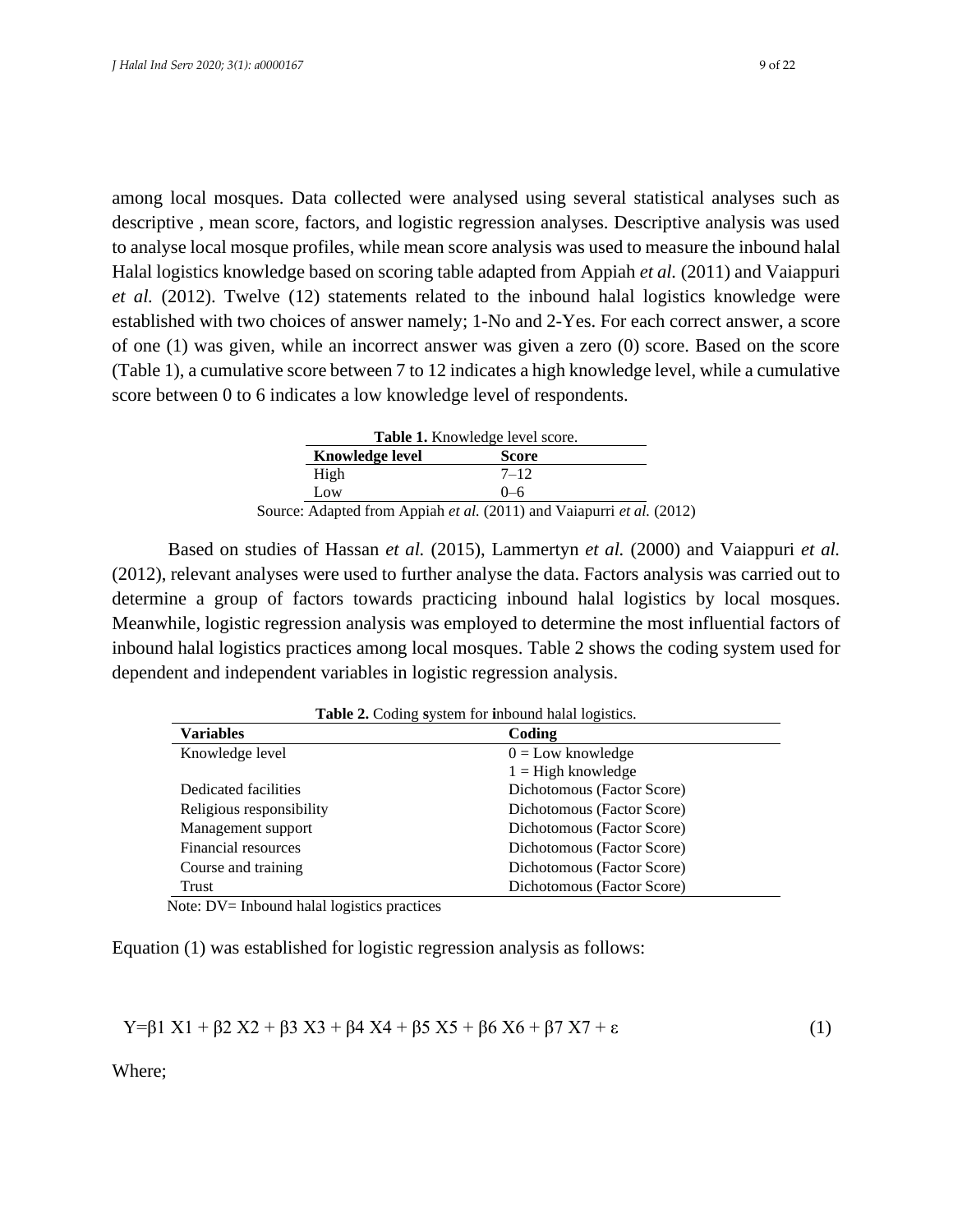among local mosques. Data collected were analysed using several statistical analyses such as descriptive , mean score, factors, and logistic regression analyses. Descriptive analysis was used to analyse local mosque profiles, while mean score analysis was used to measure the inbound halal Halal logistics knowledge based on scoring table adapted from Appiah *et al.* (2011) and Vaiappuri *et al.* (2012). Twelve (12) statements related to the inbound halal logistics knowledge were established with two choices of answer namely; 1-No and 2-Yes. For each correct answer, a score of one (1) was given, while an incorrect answer was given a zero (0) score. Based on the score (Table 1), a cumulative score between 7 to 12 indicates a high knowledge level, while a cumulative score between 0 to 6 indicates a low knowledge level of respondents.

**Table 1.** Knowledge level score.

| Knowledge level | Score |
|---|---|
| High | 7–12 |
| Low | 0–6 |

Source: Adapted from Appiah *et al.* (2011) and Vaiapurri *et al.* (2012)

Based on studies of Hassan *et al.* (2015), Lammertyn *et al.* (2000) and Vaiappuri *et al.* (2012), relevant analyses were used to further analyse the data. Factors analysis was carried out to determine a group of factors towards practicing inbound halal logistics by local mosques. Meanwhile, logistic regression analysis was employed to determine the most influential factors of inbound halal logistics practices among local mosques. Table 2 shows the coding system used for dependent and independent variables in logistic regression analysis.

**Table 2.** Coding system for inbound halal logistics.

| Variables | Coding |
|---|---|
| Knowledge level | 0 = Low knowledge<br>1 = High knowledge |
| Dedicated facilities | Dichotomous (Factor Score) |
| Religious responsibility | Dichotomous (Factor Score) |
| Management support | Dichotomous (Factor Score) |
| Financial resources | Dichotomous (Factor Score) |
| Course and training | Dichotomous (Factor Score) |
| Trust | Dichotomous (Factor Score) |

Note: DV= Inbound halal logistics practices

Equation (1) was established for logistic regression analysis as follows:

$$Y = \beta 1\ X1 + \beta 2\ X2 + \beta 3\ X3 + \beta 4\ X4 + \beta 5\ X5 + \beta 6\ X6 + \beta 7\ X7 + \varepsilon \quad (1)$$

Where;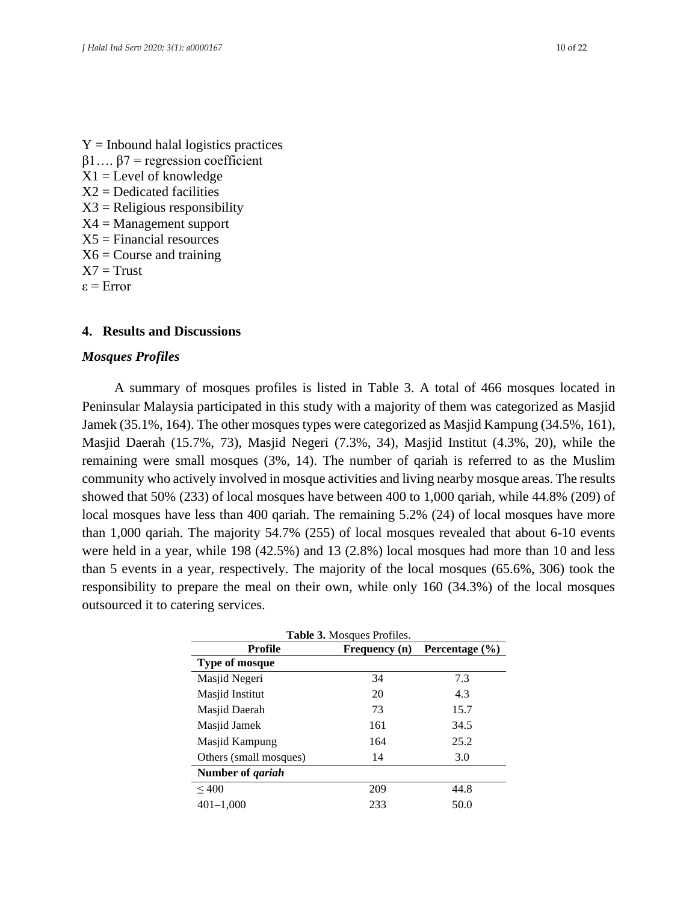Y = Inbound halal logistics practices
$\beta 1 \ldots \beta 7$ = regression coefficient
X1 = Level of knowledge
X2 = Dedicated facilities
X3 = Religious responsibility
X4 = Management support
X5 = Financial resources
X6 = Course and training
X7 = Trust
$\varepsilon$ = Error

## 4. Results and Discussions

### *Mosques Profiles*

A summary of mosques profiles is listed in Table 3. A total of 466 mosques located in Peninsular Malaysia participated in this study with a majority of them was categorized as Masjid Jamek (35.1%, 164). The other mosques types were categorized as Masjid Kampung (34.5%, 161), Masjid Daerah (15.7%, 73), Masjid Negeri (7.3%, 34), Masjid Institut (4.3%, 20), while the remaining were small mosques (3%, 14). The number of qariah is referred to as the Muslim community who actively involved in mosque activities and living nearby mosque areas. The results showed that 50% (233) of local mosques have between 400 to 1,000 qariah, while 44.8% (209) of local mosques have less than 400 qariah. The remaining 5.2% (24) of local mosques have more than 1,000 qariah. The majority 54.7% (255) of local mosques revealed that about 6-10 events were held in a year, while 198 (42.5%) and 13 (2.8%) local mosques had more than 10 and less than 5 events in a year, respectively. The majority of the local mosques (65.6%, 306) took the responsibility to prepare the meal on their own, while only 160 (34.3%) of the local mosques outsourced it to catering services.

**Table 3.** Mosques Profiles.

| Profile | Frequency (n) | Percentage (%) |
|---|---|---|
| **Type of mosque** | | |
| Masjid Negeri | 34 | 7.3 |
| Masjid Institut | 20 | 4.3 |
| Masjid Daerah | 73 | 15.7 |
| Masjid Jamek | 161 | 34.5 |
| Masjid Kampung | 164 | 25.2 |
| Others (small mosques) | 14 | 3.0 |
| **Number of *qariah*** | | |
| ≤ 400 | 209 | 44.8 |
| 401–1,000 | 233 | 50.0 |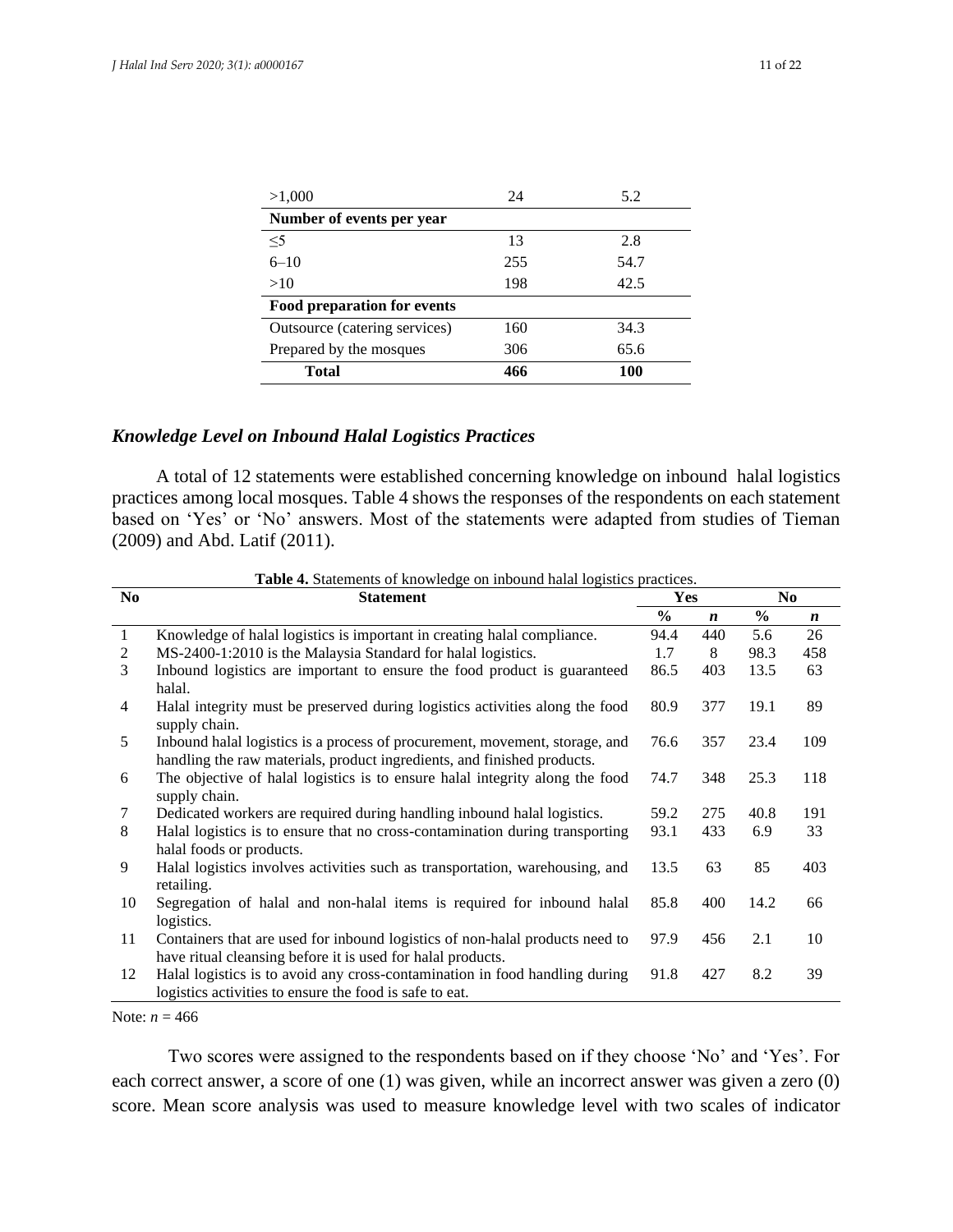| >1,000 | 24 | 5.2 |
|---|---|---|
| **Number of events per year** | | |
| ≤5 | 13 | 2.8 |
| 6–10 | 255 | 54.7 |
| >10 | 198 | 42.5 |
| **Food preparation for events** | | |
| Outsource (catering services) | 160 | 34.3 |
| Prepared by the mosques | 306 | 65.6 |
| **Total** | **466** | **100** |

### *Knowledge Level on Inbound Halal Logistics Practices*

A total of 12 statements were established concerning knowledge on inbound halal logistics practices among local mosques. Table 4 shows the responses of the respondents on each statement based on 'Yes' or 'No' answers. Most of the statements were adapted from studies of Tieman (2009) and Abd. Latif (2011).

**Table 4.** Statements of knowledge on inbound halal logistics practices.

| No | Statement | Yes | | No | |
|---|---|---|---|---|---|
| | | **%** | ***n*** | **%** | ***n*** |
| 1 | Knowledge of halal logistics is important in creating halal compliance. | 94.4 | 440 | 5.6 | 26 |
| 2 | MS-2400-1:2010 is the Malaysia Standard for halal logistics. | 1.7 | 8 | 98.3 | 458 |
| 3 | Inbound logistics are important to ensure the food product is guaranteed halal. | 86.5 | 403 | 13.5 | 63 |
| 4 | Halal integrity must be preserved during logistics activities along the food supply chain. | 80.9 | 377 | 19.1 | 89 |
| 5 | Inbound halal logistics is a process of procurement, movement, storage, and handling the raw materials, product ingredients, and finished products. | 76.6 | 357 | 23.4 | 109 |
| 6 | The objective of halal logistics is to ensure halal integrity along the food supply chain. | 74.7 | 348 | 25.3 | 118 |
| 7 | Dedicated workers are required during handling inbound halal logistics. | 59.2 | 275 | 40.8 | 191 |
| 8 | Halal logistics is to ensure that no cross-contamination during transporting halal foods or products. | 93.1 | 433 | 6.9 | 33 |
| 9 | Halal logistics involves activities such as transportation, warehousing, and retailing. | 13.5 | 63 | 85 | 403 |
| 10 | Segregation of halal and non-halal items is required for inbound halal logistics. | 85.8 | 400 | 14.2 | 66 |
| 11 | Containers that are used for inbound logistics of non-halal products need to have ritual cleansing before it is used for halal products. | 97.9 | 456 | 2.1 | 10 |
| 12 | Halal logistics is to avoid any cross-contamination in food handling during logistics activities to ensure the food is safe to eat. | 91.8 | 427 | 8.2 | 39 |

Note: $n = 466$

Two scores were assigned to the respondents based on if they choose 'No' and 'Yes'. For each correct answer, a score of one (1) was given, while an incorrect answer was given a zero (0) score. Mean score analysis was used to measure knowledge level with two scales of indicator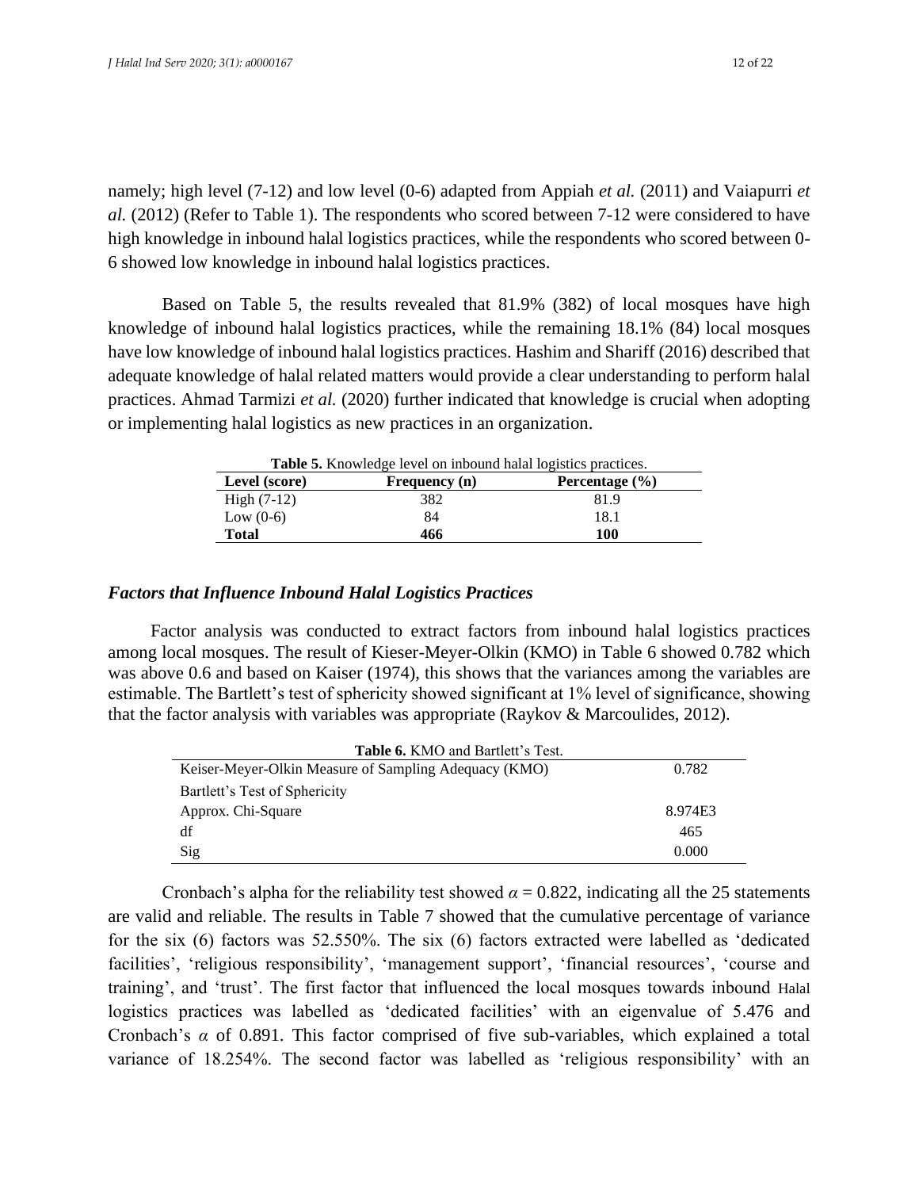namely; high level (7-12) and low level (0-6) adapted from Appiah *et al.* (2011) and Vaiapurri *et al.* (2012) (Refer to Table 1). The respondents who scored between 7-12 were considered to have high knowledge in inbound halal logistics practices, while the respondents who scored between 0-6 showed low knowledge in inbound halal logistics practices.

Based on Table 5, the results revealed that 81.9% (382) of local mosques have high knowledge of inbound halal logistics practices, while the remaining 18.1% (84) local mosques have low knowledge of inbound halal logistics practices. Hashim and Shariff (2016) described that adequate knowledge of halal related matters would provide a clear understanding to perform halal practices. Ahmad Tarmizi *et al.* (2020) further indicated that knowledge is crucial when adopting or implementing halal logistics as new practices in an organization.

**Table 5.** Knowledge level on inbound halal logistics practices.

| Level (score) | Frequency (n) | Percentage (%) |
|---|---|---|
| High (7-12) | 382 | 81.9 |
| Low (0-6) | 84 | 18.1 |
| **Total** | **466** | **100** |

### *Factors that Influence Inbound Halal Logistics Practices*

Factor analysis was conducted to extract factors from inbound halal logistics practices among local mosques. The result of Kieser-Meyer-Olkin (KMO) in Table 6 showed 0.782 which was above 0.6 and based on Kaiser (1974), this shows that the variances among the variables are estimable. The Bartlett's test of sphericity showed significant at 1% level of significance, showing that the factor analysis with variables was appropriate (Raykov & Marcoulides, 2012).

**Table 6.** KMO and Bartlett's Test.

| | |
|---|---|
| Keiser-Meyer-Olkin Measure of Sampling Adequacy (KMO) | 0.782 |
| Bartlett's Test of Sphericity | |
| Approx. Chi-Square | 8.974E3 |
| df | 465 |
| Sig | 0.000 |

Cronbach's alpha for the reliability test showed $\alpha = 0.822$, indicating all the 25 statements are valid and reliable. The results in Table 7 showed that the cumulative percentage of variance for the six (6) factors was 52.550%. The six (6) factors extracted were labelled as 'dedicated facilities', 'religious responsibility', 'management support', 'financial resources', 'course and training', and 'trust'. The first factor that influenced the local mosques towards inbound Halal logistics practices was labelled as 'dedicated facilities' with an eigenvalue of 5.476 and Cronbach's $\alpha$ of 0.891. This factor comprised of five sub-variables, which explained a total variance of 18.254%. The second factor was labelled as 'religious responsibility' with an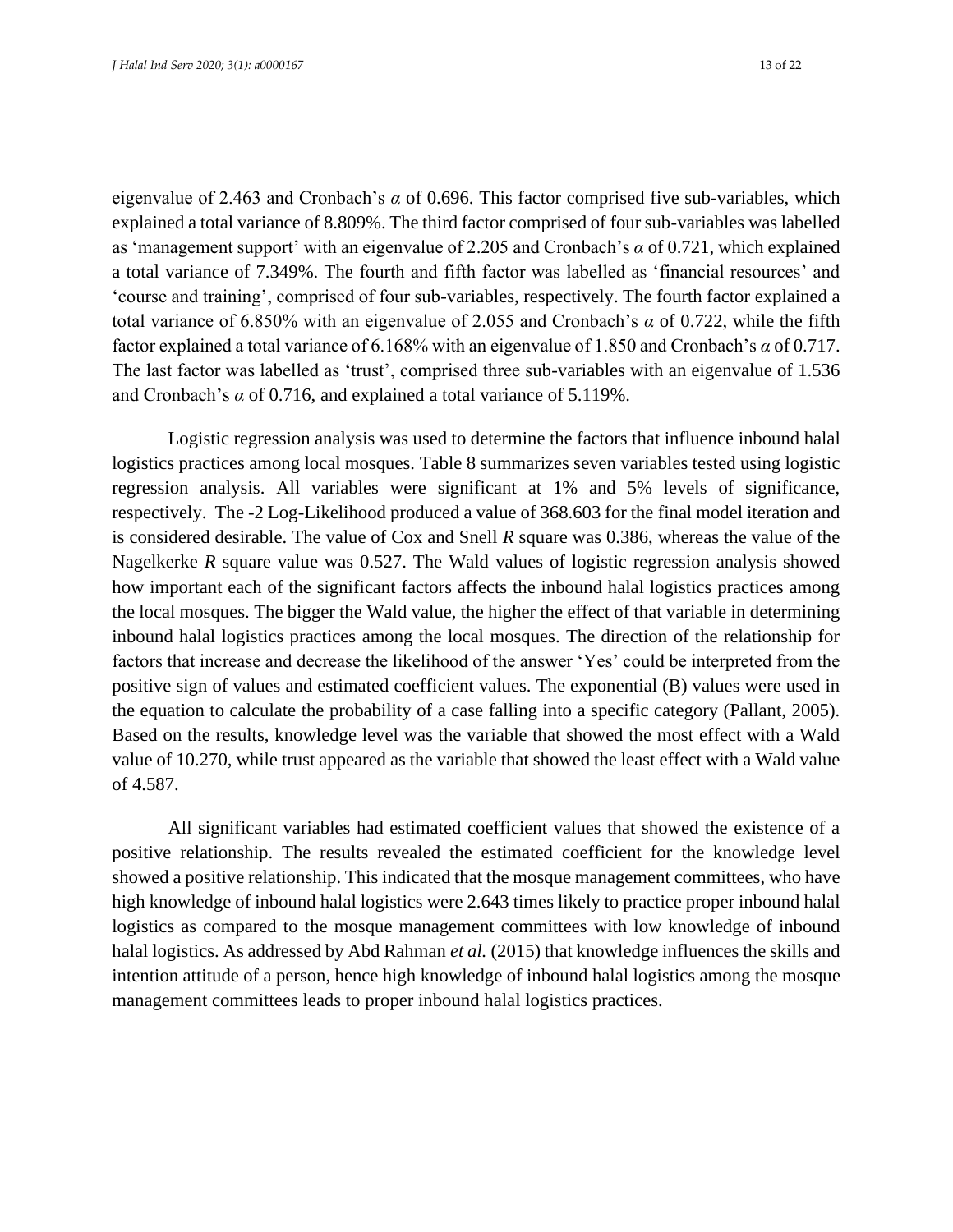eigenvalue of 2.463 and Cronbach's $\alpha$ of 0.696. This factor comprised five sub-variables, which explained a total variance of 8.809%. The third factor comprised of four sub-variables was labelled as 'management support' with an eigenvalue of 2.205 and Cronbach's $\alpha$ of 0.721, which explained a total variance of 7.349%. The fourth and fifth factor was labelled as 'financial resources' and 'course and training', comprised of four sub-variables, respectively. The fourth factor explained a total variance of 6.850% with an eigenvalue of 2.055 and Cronbach's $\alpha$ of 0.722, while the fifth factor explained a total variance of 6.168% with an eigenvalue of 1.850 and Cronbach's $\alpha$ of 0.717. The last factor was labelled as 'trust', comprised three sub-variables with an eigenvalue of 1.536 and Cronbach's $\alpha$ of 0.716, and explained a total variance of 5.119%.

Logistic regression analysis was used to determine the factors that influence inbound halal logistics practices among local mosques. Table 8 summarizes seven variables tested using logistic regression analysis. All variables were significant at 1% and 5% levels of significance, respectively. The -2 Log-Likelihood produced a value of 368.603 for the final model iteration and is considered desirable. The value of Cox and Snell $R$ square was 0.386, whereas the value of the Nagelkerke $R$ square value was 0.527. The Wald values of logistic regression analysis showed how important each of the significant factors affects the inbound halal logistics practices among the local mosques. The bigger the Wald value, the higher the effect of that variable in determining inbound halal logistics practices among the local mosques. The direction of the relationship for factors that increase and decrease the likelihood of the answer 'Yes' could be interpreted from the positive sign of values and estimated coefficient values. The exponential (B) values were used in the equation to calculate the probability of a case falling into a specific category (Pallant, 2005). Based on the results, knowledge level was the variable that showed the most effect with a Wald value of 10.270, while trust appeared as the variable that showed the least effect with a Wald value of 4.587.

All significant variables had estimated coefficient values that showed the existence of a positive relationship. The results revealed the estimated coefficient for the knowledge level showed a positive relationship. This indicated that the mosque management committees, who have high knowledge of inbound halal logistics were 2.643 times likely to practice proper inbound halal logistics as compared to the mosque management committees with low knowledge of inbound halal logistics. As addressed by Abd Rahman *et al.* (2015) that knowledge influences the skills and intention attitude of a person, hence high knowledge of inbound halal logistics among the mosque management committees leads to proper inbound halal logistics practices.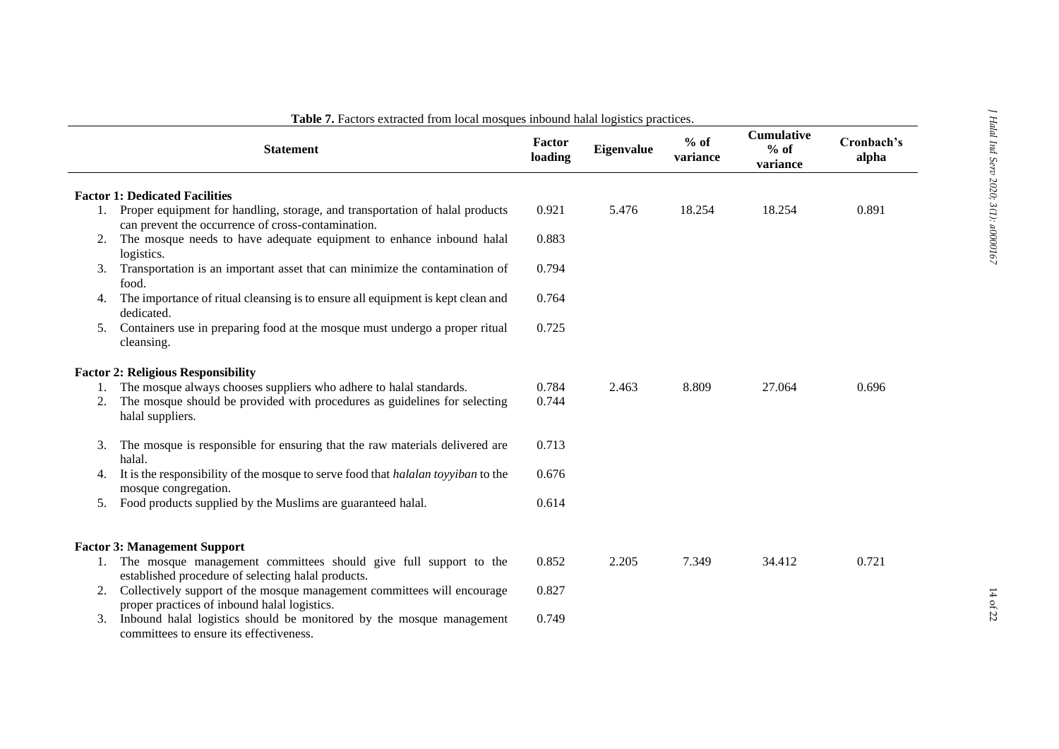**Table 7.** Factors extracted from local mosques inbound halal logistics practices.

| Statement | Factor loading | Eigenvalue | % of variance | Cumulative % of variance | Cronbach's alpha |
|---|---|---|---|---|---|
| **Factor 1: Dedicated Facilities** | | | | | |
| 1. Proper equipment for handling, storage, and transportation of halal products can prevent the occurrence of cross-contamination. | 0.921 | 5.476 | 18.254 | 18.254 | 0.891 |
| 2. The mosque needs to have adequate equipment to enhance inbound halal logistics. | 0.883 | | | | |
| 3. Transportation is an important asset that can minimize the contamination of food. | 0.794 | | | | |
| 4. The importance of ritual cleansing is to ensure all equipment is kept clean and dedicated. | 0.764 | | | | |
| 5. Containers use in preparing food at the mosque must undergo a proper ritual cleansing. | 0.725 | | | | |
| **Factor 2: Religious Responsibility** | | | | | |
| 1. The mosque always chooses suppliers who adhere to halal standards. | 0.784 | 2.463 | 8.809 | 27.064 | 0.696 |
| 2. The mosque should be provided with procedures as guidelines for selecting halal suppliers. | 0.744 | | | | |
| 3. The mosque is responsible for ensuring that the raw materials delivered are halal. | 0.713 | | | | |
| 4. It is the responsibility of the mosque to serve food that *halalan toyyiban* to the mosque congregation. | 0.676 | | | | |
| 5. Food products supplied by the Muslims are guaranteed halal. | 0.614 | | | | |
| **Factor 3: Management Support** | | | | | |
| 1. The mosque management committees should give full support to the established procedure of selecting halal products. | 0.852 | 2.205 | 7.349 | 34.412 | 0.721 |
| 2. Collectively support of the mosque management committees will encourage proper practices of inbound halal logistics. | 0.827 | | | | |
| 3. Inbound halal logistics should be monitored by the mosque management committees to ensure its effectiveness. | 0.749 | | | | |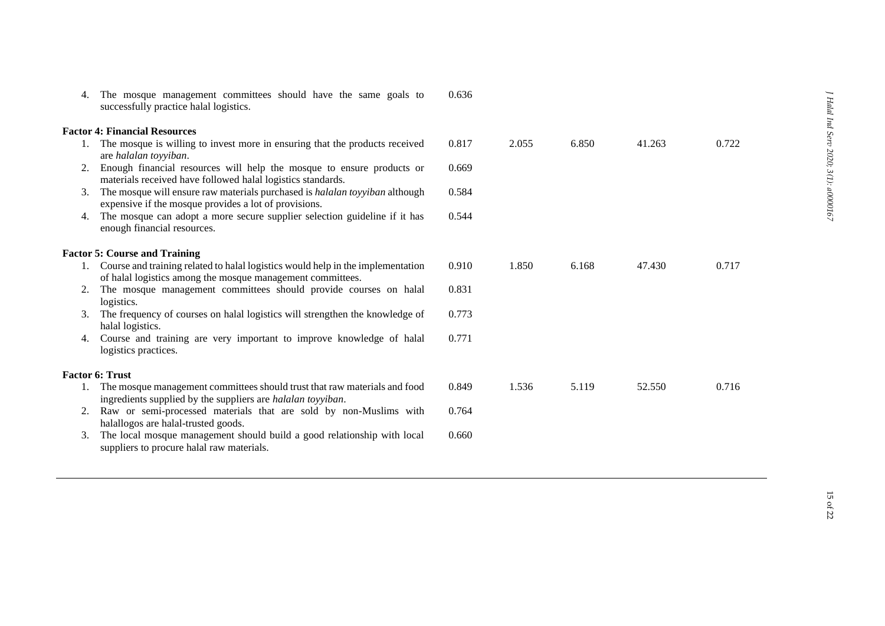| | Factor loading | Eigenvalue | Variance explained (%) | Cumulative variance (%) | Cronbach's alpha |
|---|---|---|---|---|---|
| 4. The mosque management committees should have the same goals to successfully practice halal logistics. | 0.636 | | | | |
| **Factor 4: Financial Resources** | | | | | |
| 1. The mosque is willing to invest more in ensuring that the products received are *halalan toyyiban*. | 0.817 | 2.055 | 6.850 | 41.263 | 0.722 |
| 2. Enough financial resources will help the mosque to ensure products or materials received have followed halal logistics standards. | 0.669 | | | | |
| 3. The mosque will ensure raw materials purchased is *halalan toyyiban* although expensive if the mosque provides a lot of provisions. | 0.584 | | | | |
| 4. The mosque can adopt a more secure supplier selection guideline if it has enough financial resources. | 0.544 | | | | |
| **Factor 5: Course and Training** | | | | | |
| 1. Course and training related to halal logistics would help in the implementation of halal logistics among the mosque management committees. | 0.910 | 1.850 | 6.168 | 47.430 | 0.717 |
| 2. The mosque management committees should provide courses on halal logistics. | 0.831 | | | | |
| 3. The frequency of courses on halal logistics will strengthen the knowledge of halal logistics. | 0.773 | | | | |
| 4. Course and training are very important to improve knowledge of halal logistics practices. | 0.771 | | | | |
| **Factor 6: Trust** | | | | | |
| 1. The mosque management committees should trust that raw materials and food ingredients supplied by the suppliers are *halalan toyyiban*. | 0.849 | 1.536 | 5.119 | 52.550 | 0.716 |
| 2. Raw or semi-processed materials that are sold by non-Muslims with halallogos are halal-trusted goods. | 0.764 | | | | |
| 3. The local mosque management should build a good relationship with local suppliers to procure halal raw materials. | 0.660 | | | | |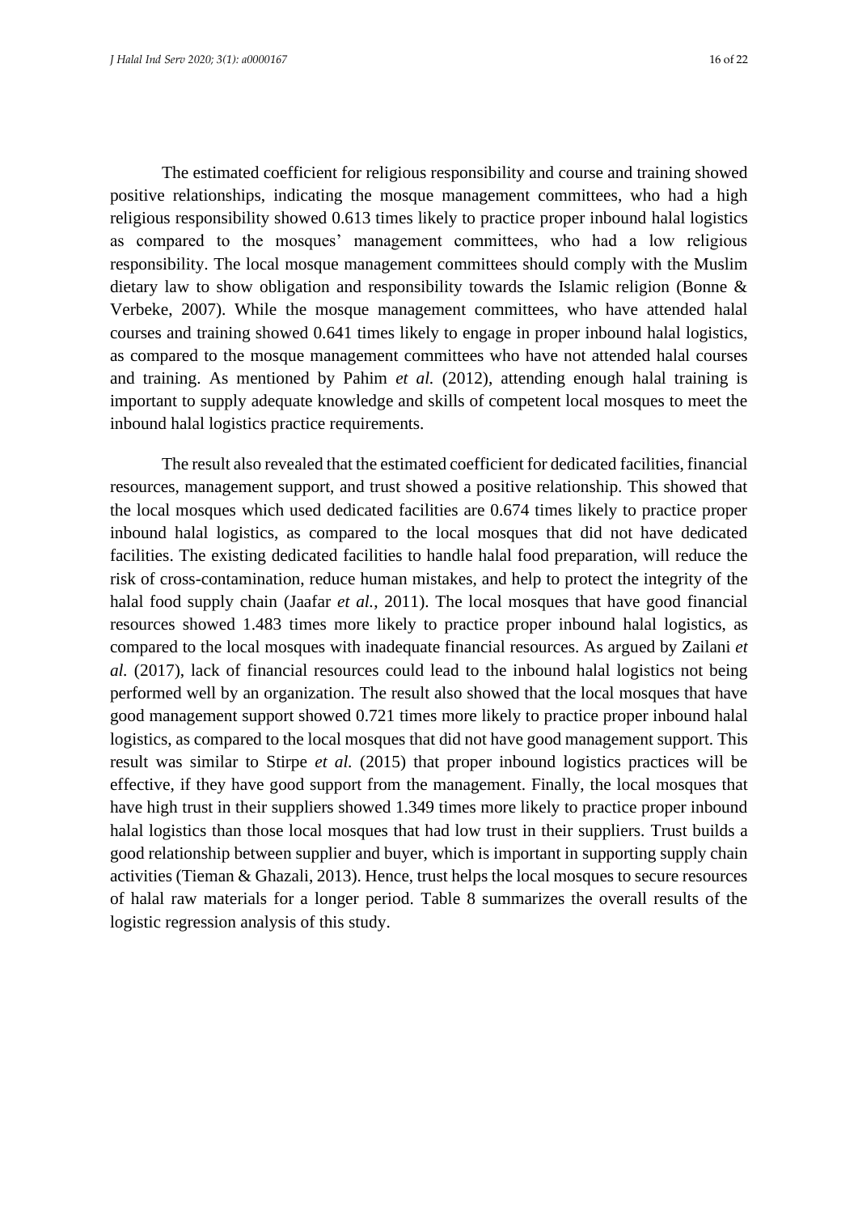The estimated coefficient for religious responsibility and course and training showed positive relationships, indicating the mosque management committees, who had a high religious responsibility showed 0.613 times likely to practice proper inbound halal logistics as compared to the mosques' management committees, who had a low religious responsibility. The local mosque management committees should comply with the Muslim dietary law to show obligation and responsibility towards the Islamic religion (Bonne & Verbeke, 2007). While the mosque management committees, who have attended halal courses and training showed 0.641 times likely to engage in proper inbound halal logistics, as compared to the mosque management committees who have not attended halal courses and training. As mentioned by Pahim *et al.* (2012), attending enough halal training is important to supply adequate knowledge and skills of competent local mosques to meet the inbound halal logistics practice requirements.

The result also revealed that the estimated coefficient for dedicated facilities, financial resources, management support, and trust showed a positive relationship. This showed that the local mosques which used dedicated facilities are 0.674 times likely to practice proper inbound halal logistics, as compared to the local mosques that did not have dedicated facilities. The existing dedicated facilities to handle halal food preparation, will reduce the risk of cross-contamination, reduce human mistakes, and help to protect the integrity of the halal food supply chain (Jaafar *et al.*, 2011). The local mosques that have good financial resources showed 1.483 times more likely to practice proper inbound halal logistics, as compared to the local mosques with inadequate financial resources. As argued by Zailani *et al.* (2017), lack of financial resources could lead to the inbound halal logistics not being performed well by an organization. The result also showed that the local mosques that have good management support showed 0.721 times more likely to practice proper inbound halal logistics, as compared to the local mosques that did not have good management support. This result was similar to Stirpe *et al.* (2015) that proper inbound logistics practices will be effective, if they have good support from the management. Finally, the local mosques that have high trust in their suppliers showed 1.349 times more likely to practice proper inbound halal logistics than those local mosques that had low trust in their suppliers. Trust builds a good relationship between supplier and buyer, which is important in supporting supply chain activities (Tieman & Ghazali, 2013). Hence, trust helps the local mosques to secure resources of halal raw materials for a longer period. Table 8 summarizes the overall results of the logistic regression analysis of this study.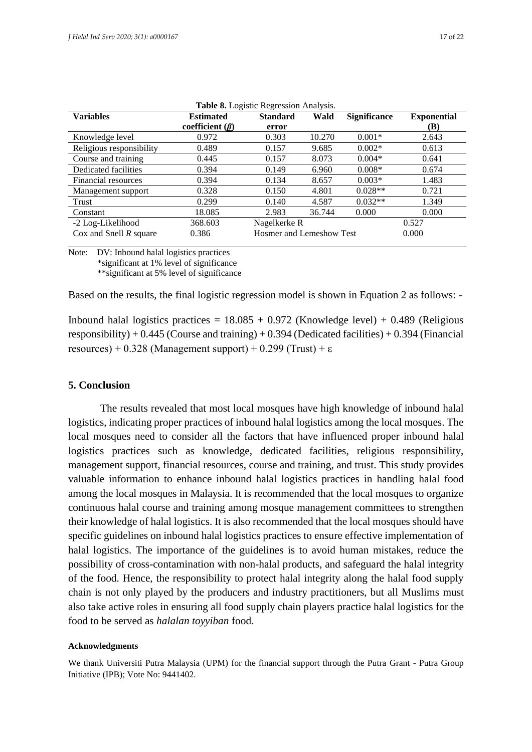**Table 8.** Logistic Regression Analysis.

| Variables | Estimated coefficient (*β*) | Standard error | Wald | Significance | Exponential (B) |
|---|---|---|---|---|---|
| Knowledge level | 0.972 | 0.303 | 10.270 | 0.001* | 2.643 |
| Religious responsibility | 0.489 | 0.157 | 9.685 | 0.002* | 0.613 |
| Course and training | 0.445 | 0.157 | 8.073 | 0.004* | 0.641 |
| Dedicated facilities | 0.394 | 0.149 | 6.960 | 0.008* | 0.674 |
| Financial resources | 0.394 | 0.134 | 8.657 | 0.003* | 1.483 |
| Management support | 0.328 | 0.150 | 4.801 | 0.028** | 0.721 |
| Trust | 0.299 | 0.140 | 4.587 | 0.032** | 1.349 |
| Constant | 18.085 | 2.983 | 36.744 | 0.000 | 0.000 |
| -2 Log-Likelihood | 368.603 | Nagelkerke R | | | 0.527 |
| Cox and Snell *R* square | 0.386 | Hosmer and Lemeshow Test | | | 0.000 |

Note: DV: Inbound halal logistics practices
*significant at 1% level of significance
**significant at 5% level of significance

Based on the results, the final logistic regression model is shown in Equation 2 as follows: -

Inbound halal logistics practices = 18.085 + 0.972 (Knowledge level) + 0.489 (Religious responsibility) + 0.445 (Course and training) + 0.394 (Dedicated facilities) + 0.394 (Financial resources) + 0.328 (Management support) + 0.299 (Trust) + $\varepsilon$

## 5. Conclusion

The results revealed that most local mosques have high knowledge of inbound halal logistics, indicating proper practices of inbound halal logistics among the local mosques. The local mosques need to consider all the factors that have influenced proper inbound halal logistics practices such as knowledge, dedicated facilities, religious responsibility, management support, financial resources, course and training, and trust. This study provides valuable information to enhance inbound halal logistics practices in handling halal food among the local mosques in Malaysia. It is recommended that the local mosques to organize continuous halal course and training among mosque management committees to strengthen their knowledge of halal logistics. It is also recommended that the local mosques should have specific guidelines on inbound halal logistics practices to ensure effective implementation of halal logistics. The importance of the guidelines is to avoid human mistakes, reduce the possibility of cross-contamination with non-halal products, and safeguard the halal integrity of the food. Hence, the responsibility to protect halal integrity along the halal food supply chain is not only played by the producers and industry practitioners, but all Muslims must also take active roles in ensuring all food supply chain players practice halal logistics for the food to be served as *halalan toyyiban* food.

#### Acknowledgments

We thank Universiti Putra Malaysia (UPM) for the financial support through the Putra Grant - Putra Group Initiative (IPB); Vote No: 9441402.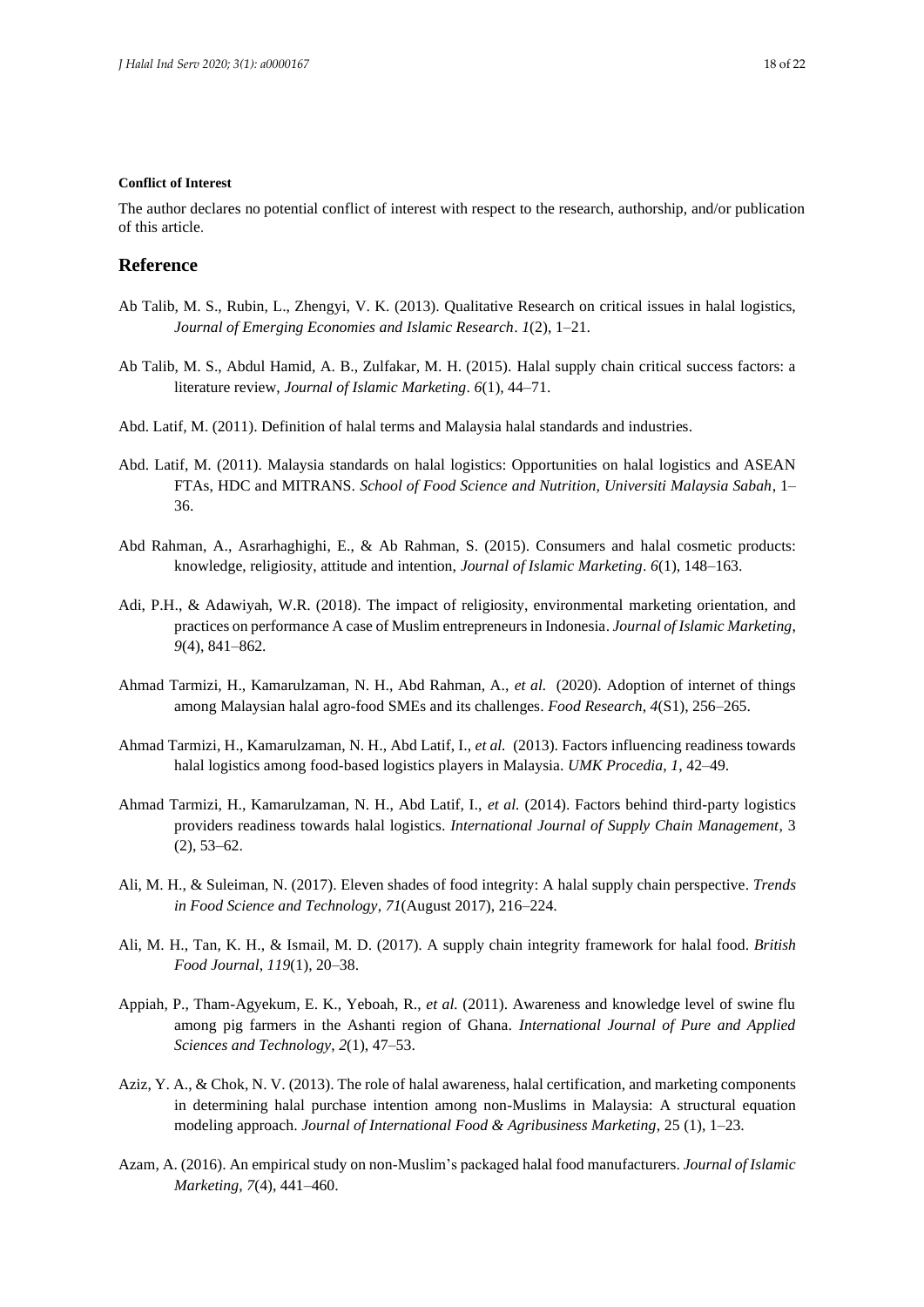**Conflict of Interest**

The author declares no potential conflict of interest with respect to the research, authorship, and/or publication of this article.

## Reference

Ab Talib, M. S., Rubin, L., Zhengyi, V. K. (2013). Qualitative Research on critical issues in halal logistics, *Journal of Emerging Economies and Islamic Research*. *1*(2), 1–21.

Ab Talib, M. S., Abdul Hamid, A. B., Zulfakar, M. H. (2015). Halal supply chain critical success factors: a literature review, *Journal of Islamic Marketing*. *6*(1), 44–71.

Abd. Latif, M. (2011). Definition of halal terms and Malaysia halal standards and industries.

Abd. Latif, M. (2011). Malaysia standards on halal logistics: Opportunities on halal logistics and ASEAN FTAs, HDC and MITRANS. *School of Food Science and Nutrition, Universiti Malaysia Sabah*, 1–36.

Abd Rahman, A., Asrarhaghighi, E., & Ab Rahman, S. (2015). Consumers and halal cosmetic products: knowledge, religiosity, attitude and intention, *Journal of Islamic Marketing*. *6*(1), 148–163.

Adi, P.H., & Adawiyah, W.R. (2018). The impact of religiosity, environmental marketing orientation, and practices on performance A case of Muslim entrepreneurs in Indonesia. *Journal of Islamic Marketing*, *9*(4), 841–862.

Ahmad Tarmizi, H., Kamarulzaman, N. H., Abd Rahman, A., *et al.* (2020). Adoption of internet of things among Malaysian halal agro-food SMEs and its challenges. *Food Research*, *4*(S1), 256–265.

Ahmad Tarmizi, H., Kamarulzaman, N. H., Abd Latif, I., *et al.* (2013). Factors influencing readiness towards halal logistics among food-based logistics players in Malaysia. *UMK Procedia*, *1*, 42–49.

Ahmad Tarmizi, H., Kamarulzaman, N. H., Abd Latif, I., *et al.* (2014). Factors behind third-party logistics providers readiness towards halal logistics. *International Journal of Supply Chain Management*, 3 (2), 53–62.

Ali, M. H., & Suleiman, N. (2017). Eleven shades of food integrity: A halal supply chain perspective. *Trends in Food Science and Technology*, *71*(August 2017), 216–224.

Ali, M. H., Tan, K. H., & Ismail, M. D. (2017). A supply chain integrity framework for halal food. *British Food Journal*, *119*(1), 20–38.

Appiah, P., Tham-Agyekum, E. K., Yeboah, R., *et al.* (2011). Awareness and knowledge level of swine flu among pig farmers in the Ashanti region of Ghana. *International Journal of Pure and Applied Sciences and Technology*, *2*(1), 47–53.

Aziz, Y. A., & Chok, N. V. (2013). The role of halal awareness, halal certification, and marketing components in determining halal purchase intention among non-Muslims in Malaysia: A structural equation modeling approach. *Journal of International Food & Agribusiness Marketing*, 25 (1), 1–23.

Azam, A. (2016). An empirical study on non-Muslim's packaged halal food manufacturers. *Journal of Islamic Marketing, 7*(4), 441–460.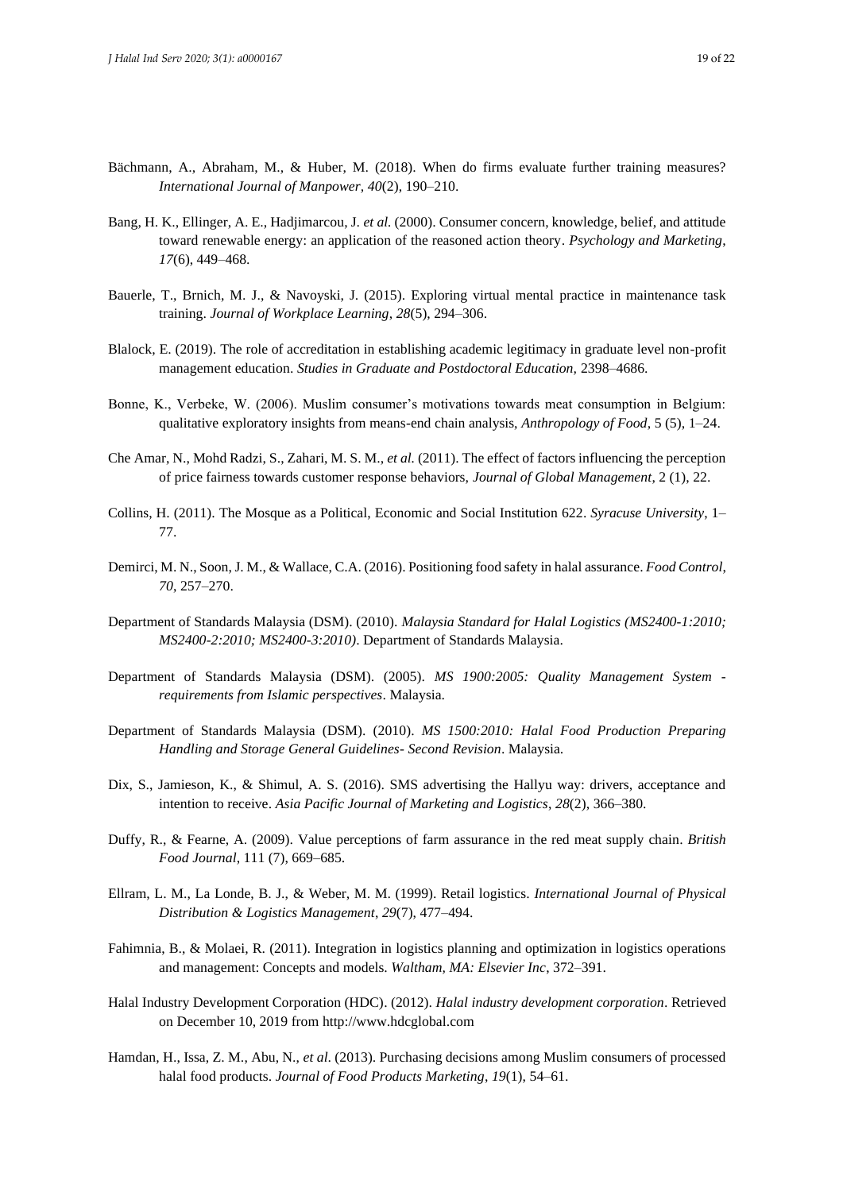Bächmann, A., Abraham, M., & Huber, M. (2018). When do firms evaluate further training measures? *International Journal of Manpower, 40*(2), 190–210.

Bang, H. K., Ellinger, A. E., Hadjimarcou, J. *et al.* (2000). Consumer concern, knowledge, belief, and attitude toward renewable energy: an application of the reasoned action theory. *Psychology and Marketing*, *17*(6), 449–468.

Bauerle, T., Brnich, M. J., & Navoyski, J. (2015). Exploring virtual mental practice in maintenance task training. *Journal of Workplace Learning*, *28*(5), 294–306.

Blalock, E. (2019). The role of accreditation in establishing academic legitimacy in graduate level non-profit management education. *Studies in Graduate and Postdoctoral Education,* 2398–4686.

Bonne, K., Verbeke, W. (2006). Muslim consumer's motivations towards meat consumption in Belgium: qualitative exploratory insights from means-end chain analysis, *Anthropology of Food*, 5 (5), 1–24.

Che Amar, N., Mohd Radzi, S., Zahari, M. S. M., *et al.* (2011). The effect of factors influencing the perception of price fairness towards customer response behaviors, *Journal of Global Management*, 2 (1), 22.

Collins, H. (2011). The Mosque as a Political, Economic and Social Institution 622. *Syracuse University*, 1–77.

Demirci, M. N., Soon, J. M., & Wallace, C.A. (2016). Positioning food safety in halal assurance. *Food Control*, *70*, 257–270.

Department of Standards Malaysia (DSM). (2010). *Malaysia Standard for Halal Logistics (MS2400-1:2010; MS2400-2:2010; MS2400-3:2010)*. Department of Standards Malaysia.

Department of Standards Malaysia (DSM). (2005). *MS 1900:2005: Quality Management System - requirements from Islamic perspectives*. Malaysia.

Department of Standards Malaysia (DSM). (2010). *MS 1500:2010: Halal Food Production Preparing Handling and Storage General Guidelines- Second Revision*. Malaysia.

Dix, S., Jamieson, K., & Shimul, A. S. (2016). SMS advertising the Hallyu way: drivers, acceptance and intention to receive. *Asia Pacific Journal of Marketing and Logistics*, *28*(2), 366–380.

Duffy, R., & Fearne, A. (2009). Value perceptions of farm assurance in the red meat supply chain. *British Food Journal*, 111 (7), 669–685.

Ellram, L. M., La Londe, B. J., & Weber, M. M. (1999). Retail logistics. *International Journal of Physical Distribution & Logistics Management*, *29*(7), 477–494.

Fahimnia, B., & Molaei, R. (2011). Integration in logistics planning and optimization in logistics operations and management: Concepts and models. *Waltham, MA: Elsevier Inc*, 372–391.

Halal Industry Development Corporation (HDC). (2012). *Halal industry development corporation*. Retrieved on December 10, 2019 from http://www.hdcglobal.com

Hamdan, H., Issa, Z. M., Abu, N., *et al*. (2013). Purchasing decisions among Muslim consumers of processed halal food products. *Journal of Food Products Marketing*, *19*(1), 54–61.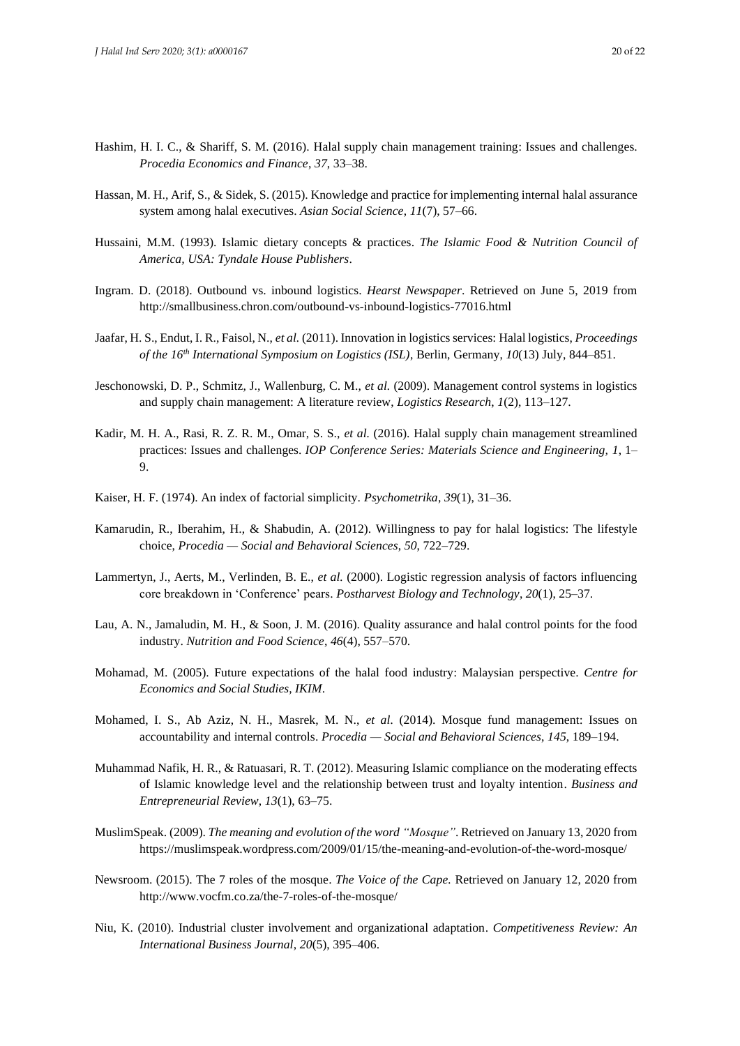Hashim, H. I. C., & Shariff, S. M. (2016). Halal supply chain management training: Issues and challenges. *Procedia Economics and Finance*, *37*, 33–38.

Hassan, M. H., Arif, S., & Sidek, S. (2015). Knowledge and practice for implementing internal halal assurance system among halal executives. *Asian Social Science*, *11*(7), 57–66.

Hussaini, M.M. (1993). Islamic dietary concepts & practices. *The Islamic Food & Nutrition Council of America, USA: Tyndale House Publishers*.

Ingram. D. (2018). Outbound vs. inbound logistics. *Hearst Newspaper*. Retrieved on June 5, 2019 from http://smallbusiness.chron.com/outbound-vs-inbound-logistics-77016.html

Jaafar, H. S., Endut, I. R., Faisol, N., *et al.* (2011). Innovation in logistics services: Halal logistics, *Proceedings of the 16th International Symposium on Logistics (ISL)*, Berlin, Germany, *10*(13) July, 844–851.

Jeschonowski, D. P., Schmitz, J., Wallenburg, C. M., *et al.* (2009). Management control systems in logistics and supply chain management: A literature review, *Logistics Research*, *1*(2), 113–127.

Kadir, M. H. A., Rasi, R. Z. R. M., Omar, S. S., *et al.* (2016). Halal supply chain management streamlined practices: Issues and challenges. *IOP Conference Series: Materials Science and Engineering, 1*, 1–9.

Kaiser, H. F. (1974). An index of factorial simplicity. *Psychometrika*, *39*(1), 31–36.

Kamarudin, R., Iberahim, H., & Shabudin, A. (2012). Willingness to pay for halal logistics: The lifestyle choice, *Procedia — Social and Behavioral Sciences*, *50*, 722–729.

Lammertyn, J., Aerts, M., Verlinden, B. E., *et al.* (2000). Logistic regression analysis of factors influencing core breakdown in 'Conference' pears. *Postharvest Biology and Technology*, *20*(1), 25–37.

Lau, A. N., Jamaludin, M. H., & Soon, J. M. (2016). Quality assurance and halal control points for the food industry. *Nutrition and Food Science*, *46*(4), 557–570.

Mohamad, M. (2005). Future expectations of the halal food industry: Malaysian perspective. *Centre for Economics and Social Studies, IKIM*.

Mohamed, I. S., Ab Aziz, N. H., Masrek, M. N., *et al*. (2014). Mosque fund management: Issues on accountability and internal controls. *Procedia — Social and Behavioral Sciences*, *145*, 189–194.

Muhammad Nafik, H. R., & Ratuasari, R. T. (2012). Measuring Islamic compliance on the moderating effects of Islamic knowledge level and the relationship between trust and loyalty intention. *Business and Entrepreneurial Review*, *13*(1), 63–75.

MuslimSpeak. (2009). *The meaning and evolution of the word "Mosque"*. Retrieved on January 13, 2020 from https://muslimspeak.wordpress.com/2009/01/15/the-meaning-and-evolution-of-the-word-mosque/

Newsroom. (2015). The 7 roles of the mosque. *The Voice of the Cape.* Retrieved on January 12, 2020 from http://www.vocfm.co.za/the-7-roles-of-the-mosque/

Niu, K. (2010). Industrial cluster involvement and organizational adaptation. *Competitiveness Review: An International Business Journal*, *20*(5), 395–406.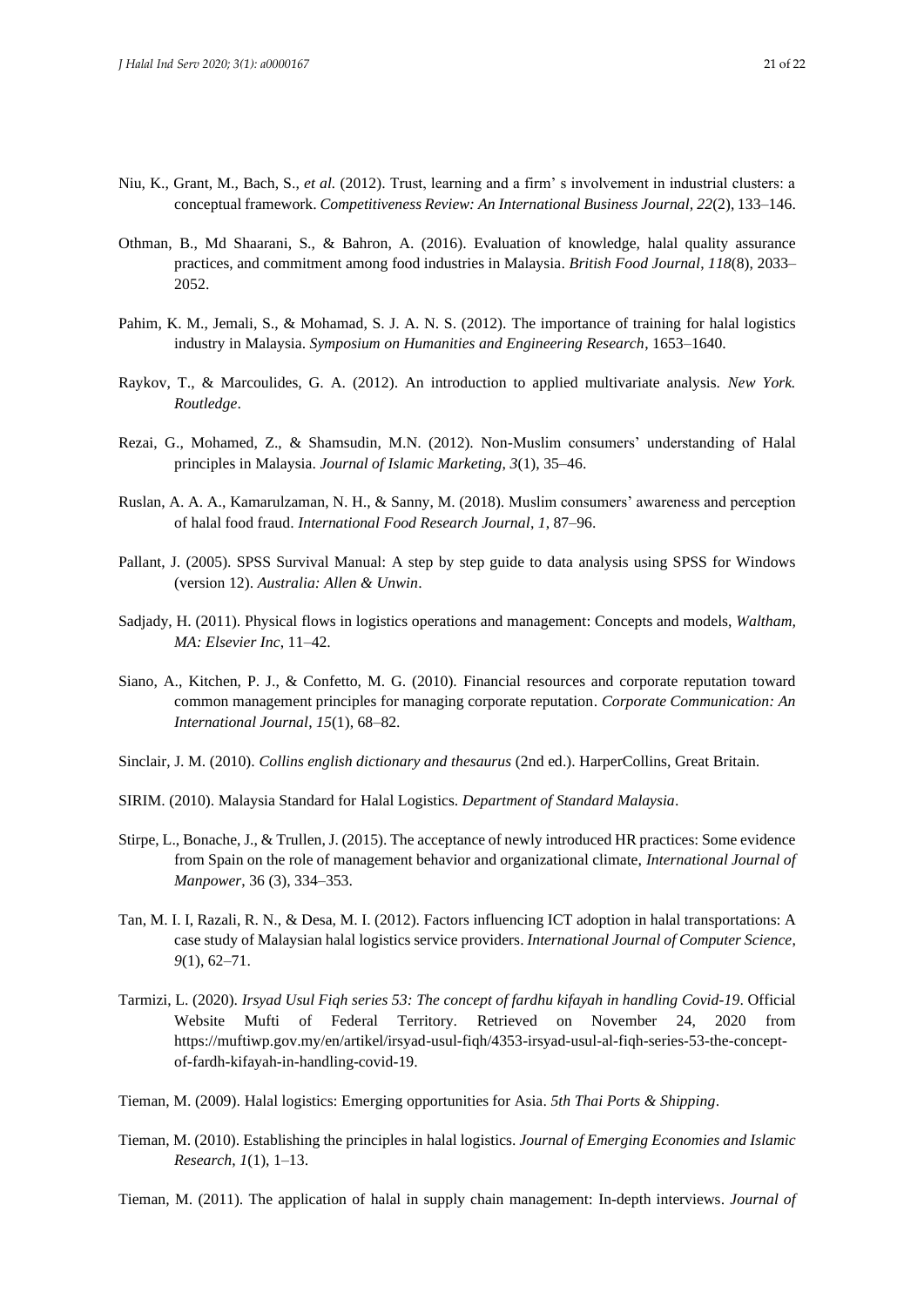Niu, K., Grant, M., Bach, S., *et al.* (2012). Trust, learning and a firm' s involvement in industrial clusters: a conceptual framework. *Competitiveness Review: An International Business Journal*, *22*(2), 133–146.

Othman, B., Md Shaarani, S., & Bahron, A. (2016). Evaluation of knowledge, halal quality assurance practices, and commitment among food industries in Malaysia. *British Food Journal*, *118*(8), 2033–2052.

Pahim, K. M., Jemali, S., & Mohamad, S. J. A. N. S. (2012). The importance of training for halal logistics industry in Malaysia. *Symposium on Humanities and Engineering Research*, 1653–1640.

Raykov, T., & Marcoulides, G. A. (2012). An introduction to applied multivariate analysis. *New York. Routledge*.

Rezai, G., Mohamed, Z., & Shamsudin, M.N. (2012). Non-Muslim consumers' understanding of Halal principles in Malaysia. *Journal of Islamic Marketing*, *3*(1), 35–46.

Ruslan, A. A. A., Kamarulzaman, N. H., & Sanny, M. (2018). Muslim consumers' awareness and perception of halal food fraud. *International Food Research Journal*, *1*, 87–96.

Pallant, J. (2005). SPSS Survival Manual: A step by step guide to data analysis using SPSS for Windows (version 12). *Australia: Allen & Unwin*.

Sadjady, H. (2011). Physical flows in logistics operations and management: Concepts and models, *Waltham, MA: Elsevier Inc*, 11–42.

Siano, A., Kitchen, P. J., & Confetto, M. G. (2010). Financial resources and corporate reputation toward common management principles for managing corporate reputation. *Corporate Communication: An International Journal*, *15*(1), 68–82.

Sinclair, J. M. (2010). *Collins english dictionary and thesaurus* (2nd ed.). HarperCollins, Great Britain.

SIRIM. (2010). Malaysia Standard for Halal Logistics. *Department of Standard Malaysia*.

Stirpe, L., Bonache, J., & Trullen, J. (2015). The acceptance of newly introduced HR practices: Some evidence from Spain on the role of management behavior and organizational climate, *International Journal of Manpower*, 36 (3), 334–353.

Tan, M. I. I, Razali, R. N., & Desa, M. I. (2012). Factors influencing ICT adoption in halal transportations: A case study of Malaysian halal logistics service providers. *International Journal of Computer Science*, *9*(1), 62–71.

Tarmizi, L. (2020). *Irsyad Usul Fiqh series 53: The concept of fardhu kifayah in handling Covid-19*. Official Website Mufti of Federal Territory. Retrieved on November 24, 2020 from https://muftiwp.gov.my/en/artikel/irsyad-usul-fiqh/4353-irsyad-usul-al-fiqh-series-53-the-concept-of-fardh-kifayah-in-handling-covid-19.

Tieman, M. (2009). Halal logistics: Emerging opportunities for Asia. *5th Thai Ports & Shipping*.

Tieman, M. (2010). Establishing the principles in halal logistics. *Journal of Emerging Economies and Islamic Research*, *1*(1), 1–13.

Tieman, M. (2011). The application of halal in supply chain management: In-depth interviews. *Journal of*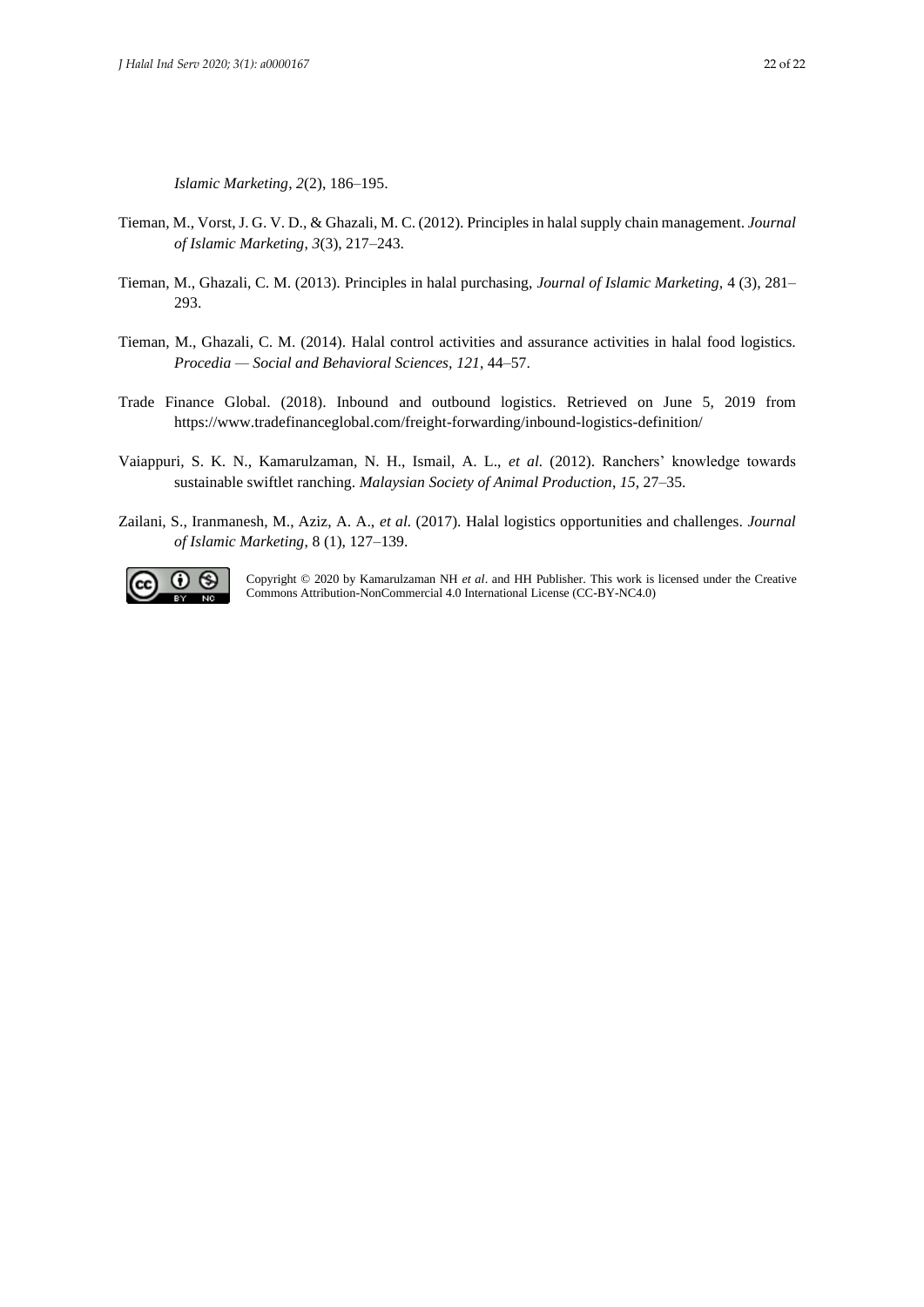*Islamic Marketing*, *2*(2), 186–195.

Tieman, M., Vorst, J. G. V. D., & Ghazali, M. C. (2012). Principles in halal supply chain management. *Journal of Islamic Marketing*, *3*(3), 217–243.

Tieman, M., Ghazali, C. M. (2013). Principles in halal purchasing, *Journal of Islamic Marketing,* 4 (3), 281–293.

Tieman, M., Ghazali, C. M. (2014). Halal control activities and assurance activities in halal food logistics. *Procedia — Social and Behavioral Sciences, 121*, 44–57.

Trade Finance Global. (2018). Inbound and outbound logistics. Retrieved on June 5, 2019 from https://www.tradefinanceglobal.com/freight-forwarding/inbound-logistics-definition/

Vaiappuri, S. K. N., Kamarulzaman, N. H., Ismail, A. L., *et al.* (2012). Ranchers' knowledge towards sustainable swiftlet ranching. *Malaysian Society of Animal Production*, *15*, 27–35.

Zailani, S., Iranmanesh, M., Aziz, A. A., *et al.* (2017). Halal logistics opportunities and challenges. *Journal of Islamic Marketing,* 8 (1), 127–139.

Copyright © 2020 by Kamarulzaman NH *et al*. and HH Publisher. This work is licensed under the Creative Commons Attribution-NonCommercial 4.0 International License (CC-BY-NC4.0)